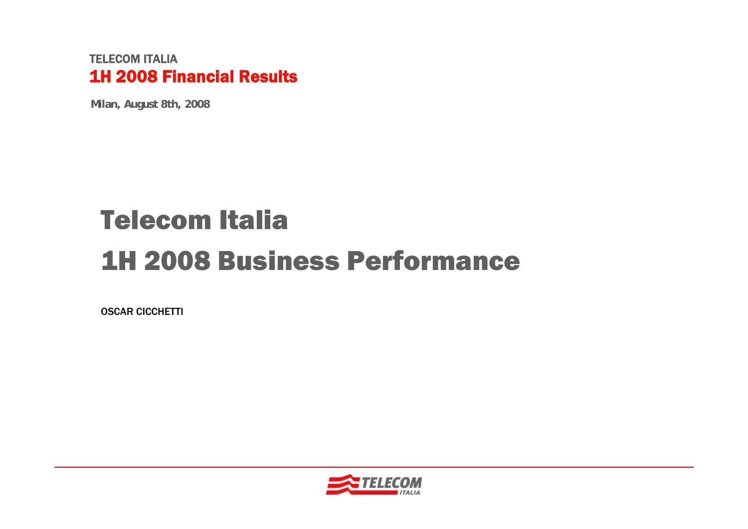TELECOM ITALIA

**1H 2008 Financial Results**

**Milan, August 8th, 2008**

# Telecom Italia

# 1H 2008 Business Performance

OSCAR CICCHETTI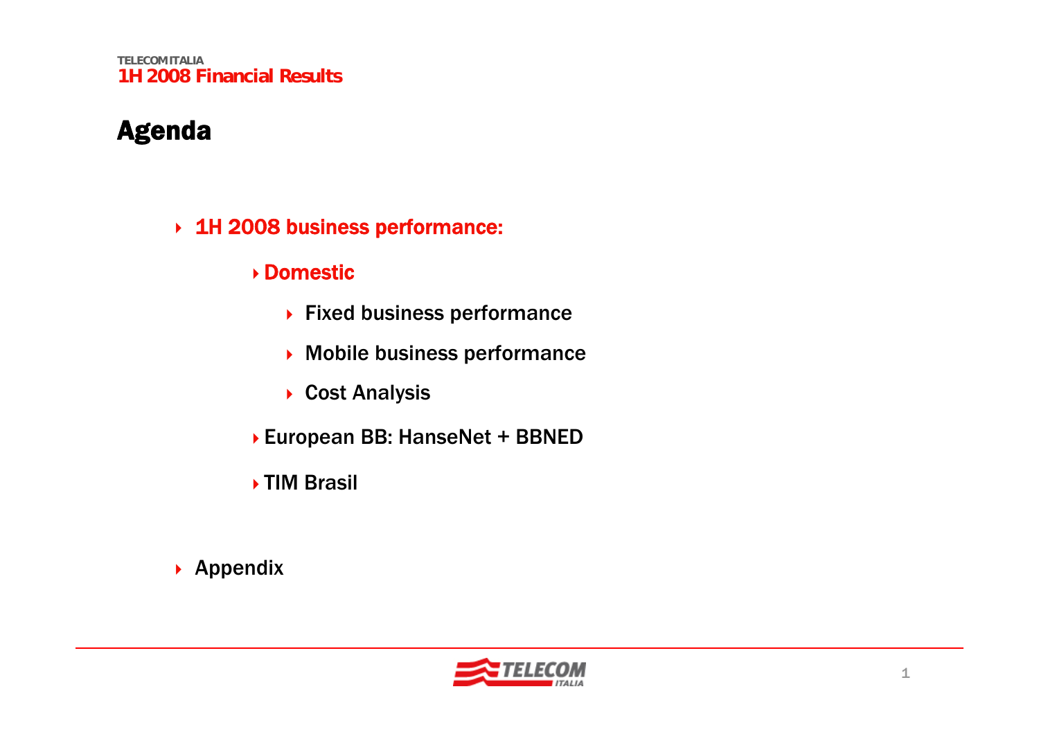# Agenda

- 1H 2008 business performance:
  - Domestic
    - Fixed business performance
    - Mobile business performance
    - Cost Analysis
  - European BB: HanseNet + BBNED
  - TIM Brasil
- Appendix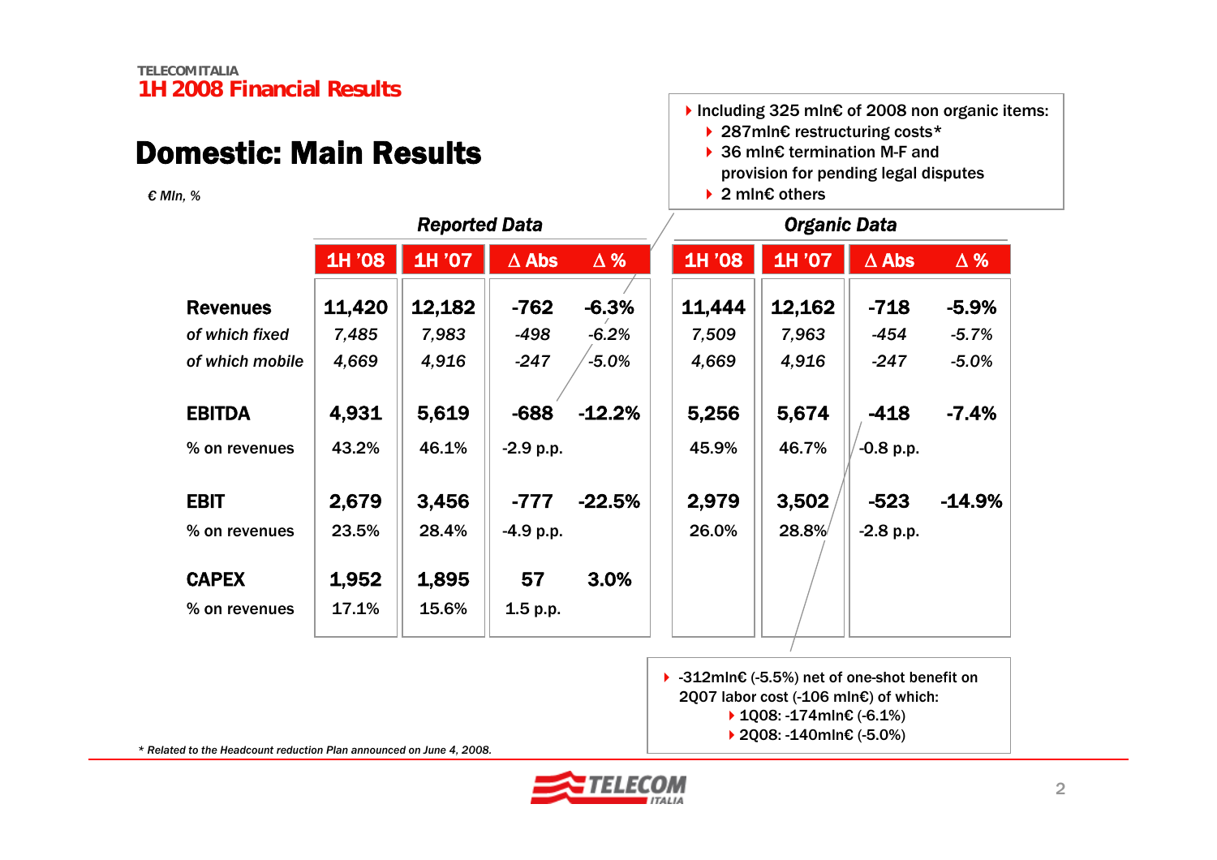## Domestic: Main Results

*€ Mln, %*

- Including 325 mln€ of 2008 non organic items:
  - 287mln€ restructuring costs*
  - 36 mln€ termination M-F and provision for pending legal disputes
  - 2 mln€ others

| | Reported Data | | | | Organic Data | | | |
|---|---|---|---|---|---|---|---|---|
| | 1H '08 | 1H '07 | Δ Abs | Δ % | 1H '08 | 1H '07 | Δ Abs | Δ % |
| **Revenues** | **11,420** | **12,182** | **-762** | **-6.3%** | **11,444** | **12,162** | **-718** | **-5.9%** |
| *of which fixed* | *7,485* | *7,983* | *-498* | *-6.2%* | *7,509* | *7,963* | *-454* | *-5.7%* |
| *of which mobile* | *4,669* | *4,916* | *-247* | *-5.0%* | *4,669* | *4,916* | *-247* | *-5.0%* |
| **EBITDA** | **4,931** | **5,619** | **-688** | **-12.2%** | **5,256** | **5,674** | **-418** | **-7.4%** |
| % on revenues | 43.2% | 46.1% | -2.9 p.p. | | 45.9% | 46.7% | -0.8 p.p. | |
| **EBIT** | **2,679** | **3,456** | **-777** | **-22.5%** | **2,979** | **3,502** | **-523** | **-14.9%** |
| % on revenues | 23.5% | 28.4% | -4.9 p.p. | | 26.0% | 28.8% | -2.8 p.p. | |
| **CAPEX** | **1,952** | **1,895** | **57** | **3.0%** | | | | |
| % on revenues | 17.1% | 15.6% | 1.5 p.p. | | | | | |

- -312mln€ (-5.5%) net of one-shot benefit on 2Q07 labor cost (-106 mln€) of which:
  - 1Q08: -174mln€ (-6.1%)
  - 2Q08: -140mln€ (-5.0%)

*\* Related to the Headcount reduction Plan announced on June 4, 2008.*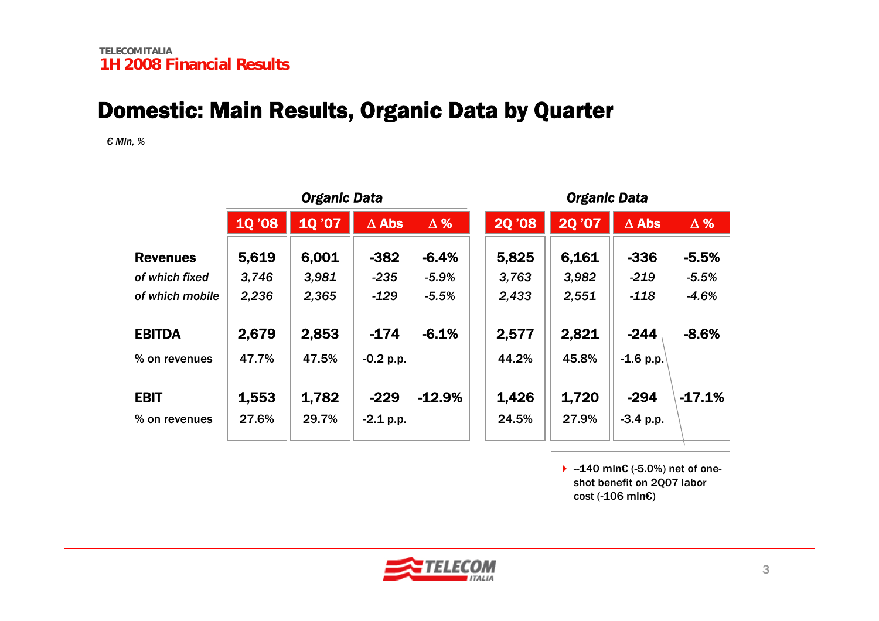# Domestic: Main Results, Organic Data by Quarter

*€ Mln, %*

| | Organic Data | | | | Organic Data | | | |
|---|---|---|---|---|---|---|---|---|
| | 1Q '08 | 1Q '07 | Δ Abs | Δ % | 2Q '08 | 2Q '07 | Δ Abs | Δ % |
| **Revenues** | **5,619** | **6,001** | **-382** | **-6.4%** | **5,825** | **6,161** | **-336** | **-5.5%** |
| *of which fixed* | *3,746* | *3,981* | *-235* | *-5.9%* | *3,763* | *3,982* | *-219* | *-5.5%* |
| *of which mobile* | *2,236* | *2,365* | *-129* | *-5.5%* | *2,433* | *2,551* | *-118* | *-4.6%* |
| **EBITDA** | **2,679** | **2,853** | **-174** | **-6.1%** | **2,577** | **2,821** | **-244** | **-8.6%** |
| % on revenues | 47.7% | 47.5% | -0.2 p.p. | | 44.2% | 45.8% | -1.6 p.p. | |
| **EBIT** | **1,553** | **1,782** | **-229** | **-12.9%** | **1,426** | **1,720** | **-294** | **-17.1%** |
| % on revenues | 27.6% | 29.7% | -2.1 p.p. | | 24.5% | 27.9% | -3.4 p.p. | |

- –140 mln€ (-5.0%) net of one-shot benefit on 2Q07 labor cost (-106 mln€)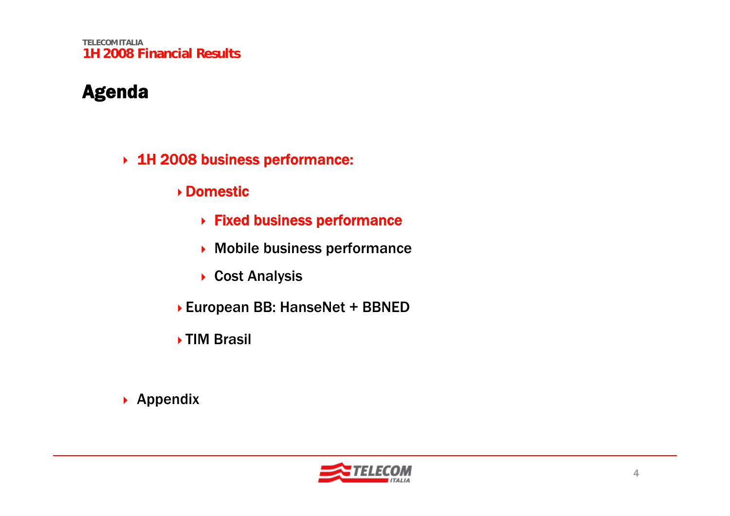# Agenda

- 1H 2008 business performance:
  - Domestic
    - Fixed business performance
    - Mobile business performance
    - Cost Analysis
  - European BB: HanseNet + BBNED
  - TIM Brasil
- Appendix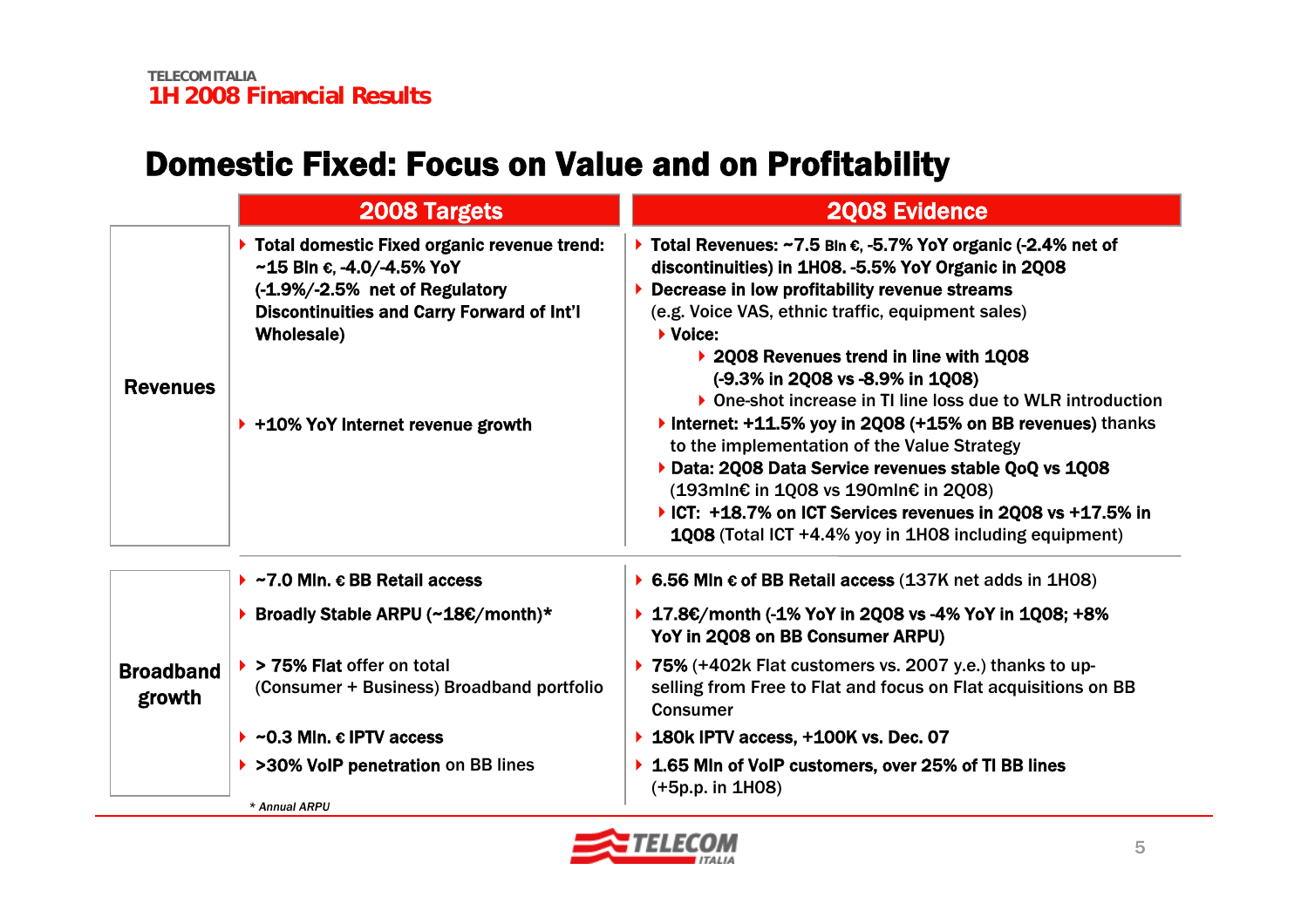## Domestic Fixed: Focus on Value and on Profitability

| | 2008 Targets | 2Q08 Evidence |
|---|---|---|
| **Revenues** | ▸ **Total domestic Fixed organic revenue trend: ~15 Bln €, -4.0/-4.5% YoY (-1.9%/-2.5% net of Regulatory Discontinuities and Carry Forward of Int'l Wholesale)**<br><br>▸ **+10% YoY Internet revenue growth** | ▸ **Total Revenues: ~7.5 Bln €, -5.7% YoY organic (-2.4% net of discontinuities) in 1H08. -5.5% YoY Organic in 2Q08**<br>▸ **Decrease in low profitability revenue streams** (e.g. Voice VAS, ethnic traffic, equipment sales)<br>▸ **Voice:**<br>▸ **2Q08 Revenues trend in line with 1Q08 (-9.3% in 2Q08 vs -8.9% in 1Q08)**<br>▸ One-shot increase in TI line loss due to WLR introduction<br>▸ **Internet: +11.5% yoy in 2Q08 (+15% on BB revenues)** thanks to the implementation of the Value Strategy<br>▸ **Data: 2Q08 Data Service revenues stable QoQ vs 1Q08** (193mln€ in 1Q08 vs 190mln€ in 2Q08)<br>▸ **ICT: +18.7% on ICT Services revenues in 2Q08 vs +17.5% in 1Q08** (Total ICT +4.4% yoy in 1H08 including equipment) |
| **Broadband growth** | ▸ **~7.0 Mln. € BB Retail access**<br>▸ **Broadly Stable ARPU (~18€/month)***<br>▸ **> 75% Flat** offer on total (Consumer + Business) Broadband portfolio<br>▸ **~0.3 Mln. € IPTV access**<br>▸ **>30% VoIP penetration** on BB lines | ▸ **6.56 Mln € of BB Retail access** (137K net adds in 1H08)<br>▸ **17.8€/month (-1% YoY in 2Q08 vs -4% YoY in 1Q08; +8% YoY in 2Q08 on BB Consumer ARPU)**<br>▸ **75%** (+402k Flat customers vs. 2007 y.e.) thanks to up-selling from Free to Flat and focus on Flat acquisitions on BB Consumer<br>▸ **180k IPTV access, +100K vs. Dec. 07**<br>▸ **1.65 Mln of VoIP customers, over 25% of TI BB lines** (+5p.p. in 1H08) |

*\* Annual ARPU*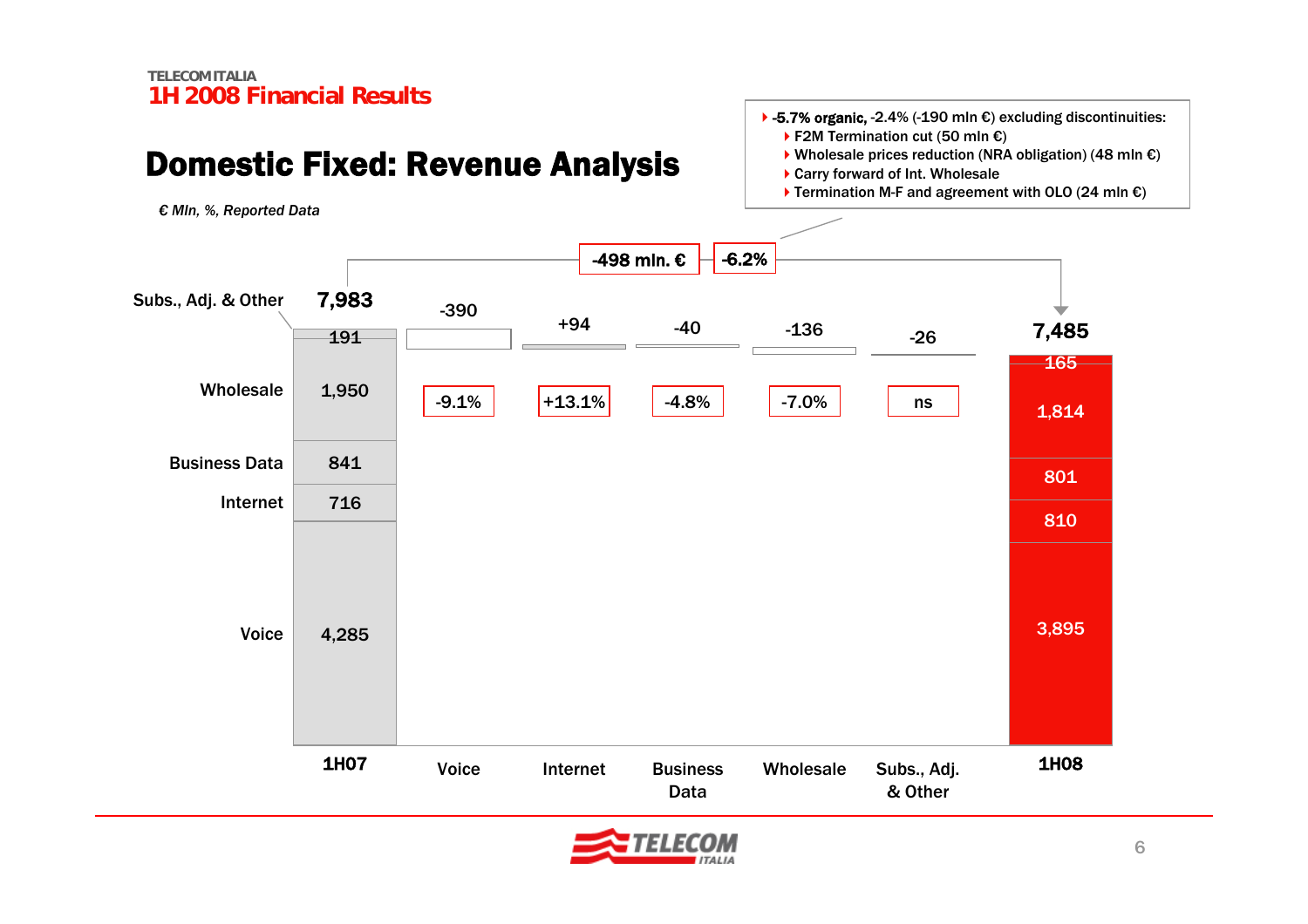TELECOM ITALIA
1H 2008 Financial Results

# Domestic Fixed: Revenue Analysis

*€ Mln, %, Reported Data*

- **-5.7% organic,** -2.4% (-190 mln €) excluding discontinuities:
  - F2M Termination cut (50 mln €)
  - Wholesale prices reduction (NRA obligation) (48 mln €)
  - Carry forward of Int. Wholesale
  - Termination M-F and agreement with OLO (24 mln €)

**-498 mln. €** | **-6.2%**

| | 1H07 | Voice | Internet | Business Data | Wholesale | Subs., Adj. & Other | 1H08 |
|---|---|---|---|---|---|---|---|
| Total | 7,983 | -390 | +94 | -40 | -136 | -26 | 7,485 |
| Change % | | -9.1% | +13.1% | -4.8% | -7.0% | ns | |
| Subs., Adj. & Other | 191 | | | | | | 165 |
| Wholesale | 1,950 | | | | | | 1,814 |
| Business Data | 841 | | | | | | 801 |
| Internet | 716 | | | | | | 810 |
| Voice | 4,285 | | | | | | 3,895 |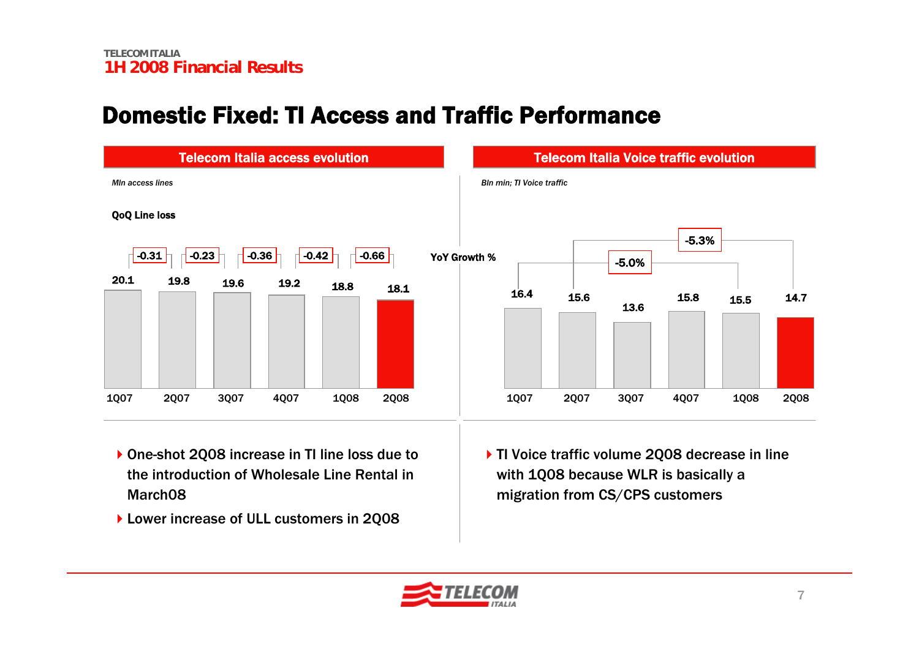# Domestic Fixed: TI Access and Traffic Performance

## Telecom Italia access evolution

*Mln access lines*

**QoQ Line loss**

| | 1Q07 | 2Q07 | 3Q07 | 4Q07 | 1Q08 | 2Q08 |
|---|---|---|---|---|---|---|
| Access lines | 20.1 | 19.8 | 19.6 | 19.2 | 18.8 | 18.1 |
| QoQ Line loss | | -0.31 | -0.23 | -0.36 | -0.42 | -0.66 |

- One-shot 2Q08 increase in TI line loss due to the introduction of Wholesale Line Rental in March08
- Lower increase of ULL customers in 2Q08

## Telecom Italia Voice traffic evolution

*Bln min; TI Voice traffic*

| | 1Q07 | 2Q07 | 3Q07 | 4Q07 | 1Q08 | 2Q08 |
|---|---|---|---|---|---|---|
| TI Voice traffic | 16.4 | 15.6 | 13.6 | 15.8 | 15.5 | 14.7 |

YoY Growth %: 1Q08 vs 1Q07: -5.0%; 2Q08 vs 2Q07: -5.3%

- TI Voice traffic volume 2Q08 decrease in line with 1Q08 because WLR is basically a migration from CS/CPS customers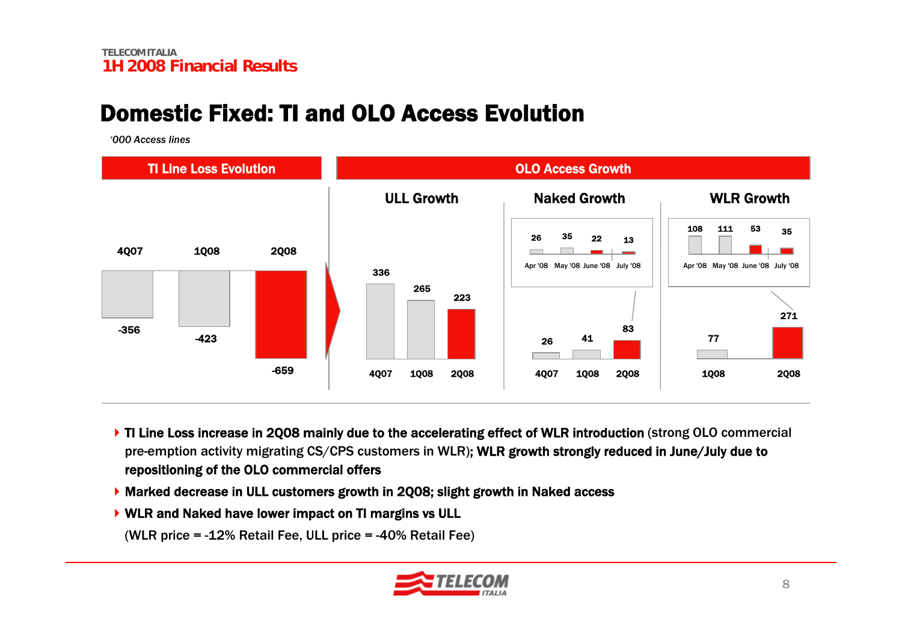# Domestic Fixed: TI and OLO Access Evolution

*'000 Access lines*

## TI Line Loss Evolution

| 4Q07 | 1Q08 | 2Q08 |
|---|---|---|
| -356 | -423 | -659 |

## OLO Access Growth

### ULL Growth

| 4Q07 | 1Q08 | 2Q08 |
|---|---|---|
| 336 | 265 | 223 |

### Naked Growth

| 4Q07 | 1Q08 | 2Q08 |
|---|---|---|
| 26 | 41 | 83 |

| Apr '08 | May '08 | June '08 | July '08 |
|---|---|---|---|
| 26 | 35 | 22 | 13 |

### WLR Growth

| 1Q08 | 2Q08 |
|---|---|
| 77 | 271 |

| Apr '08 | May '08 | June '08 | July '08 |
|---|---|---|---|
| 108 | 111 | 53 | 35 |

- **TI Line Loss increase in 2Q08 mainly due to the accelerating effect of WLR introduction** (strong OLO commercial pre-emption activity migrating CS/CPS customers in WLR); **WLR growth strongly reduced in June/July due to repositioning of the OLO commercial offers**
- **Marked decrease in ULL customers growth in 2Q08; slight growth in Naked access**
- **WLR and Naked have lower impact on TI margins vs ULL**
  (WLR price = -12% Retail Fee, ULL price = -40% Retail Fee)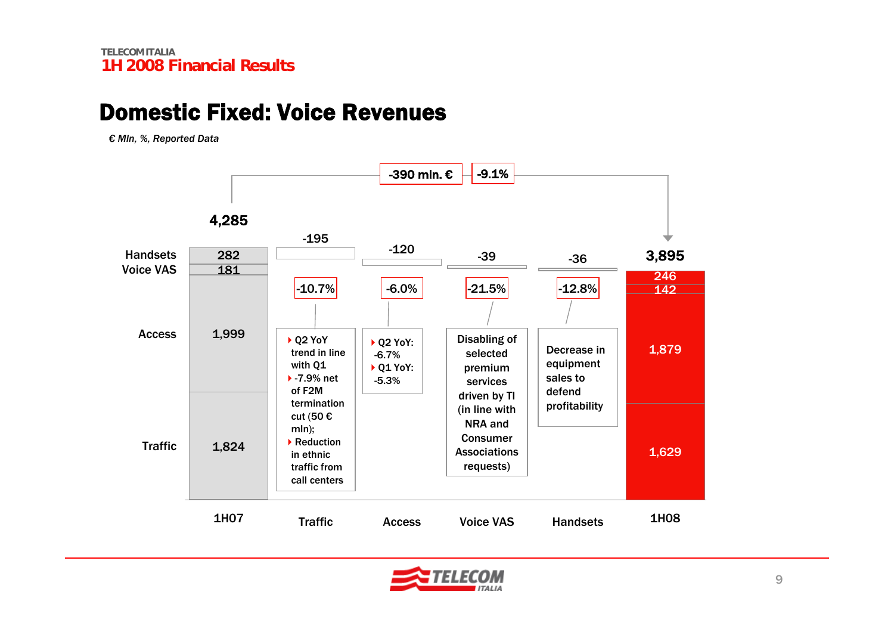# Domestic Fixed: Voice Revenues

*€ Mln, %, Reported Data*

**-390 mln. €** | **-9.1%**

| | 1H07 | Traffic | Access | Voice VAS | Handsets | 1H08 |
|---|---|---|---|---|---|---|
| Total | 4,285 | -195 | -120 | -39 | -36 | 3,895 |
| Handsets | 282 | | | | | 246 |
| Voice VAS | 181 | | | | | 142 |
| Access | 1,999 | | | | | 1,879 |
| Traffic | 1,824 | | | | | 1,629 |
| % change | | -10.7% | -6.0% | -21.5% | -12.8% | |

**Traffic (-10.7%)**
- Q2 YoY trend in line with Q1
- -7.9% net of F2M termination cut (50 € mln);
- Reduction in ethnic traffic from call centers

**Access (-6.0%)**
- Q2 YoY: -6.7%
- Q1 YoY: -5.3%

**Voice VAS (-21.5%)**

Disabling of selected premium services driven by TI (in line with NRA and Consumer Associations requests)

**Handsets (-12.8%)**

Decrease in equipment sales to defend profitability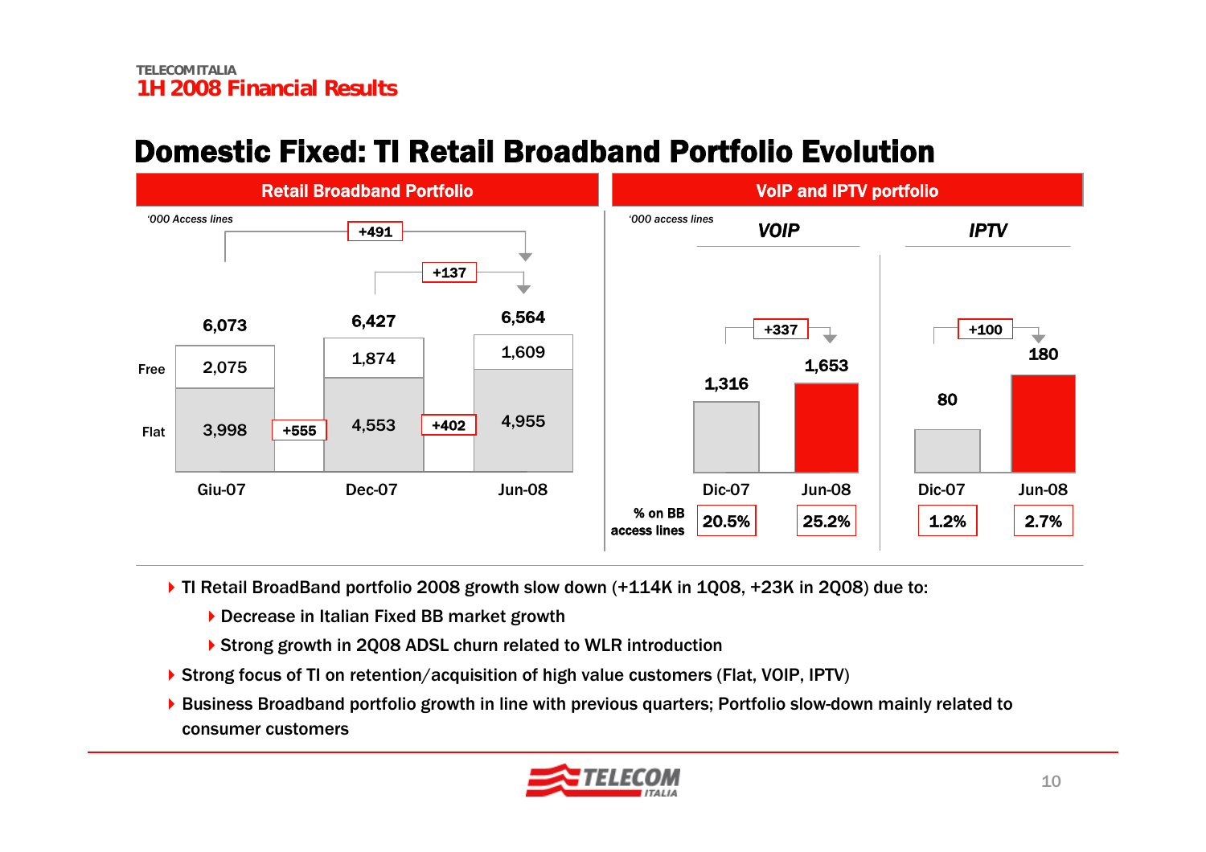# Domestic Fixed: TI Retail Broadband Portfolio Evolution

## Retail Broadband Portfolio

'000 Access lines

| | Giu-07 | Dec-07 | Jun-08 |
|---|---|---|---|
| Free | 2,075 | 1,874 | 1,609 |
| Flat | 3,998 | 4,553 | 4,955 |
| Total | 6,073 | 6,427 | 6,564 |

Giu-07 → Jun-08: +491; Dec-07 → Jun-08: +137

Flat: Giu-07 → Dec-07: +555; Dec-07 → Jun-08: +402

## VoIP and IPTV portfolio

'000 access lines

| | VOIP Dic-07 | VOIP Jun-08 | IPTV Dic-07 | IPTV Jun-08 |
|---|---|---|---|---|
| Access lines | 1,316 | 1,653 | 80 | 180 |
| % on BB access lines | 20.5% | 25.2% | 1.2% | 2.7% |

VOIP: +337; IPTV: +100

- TI Retail BroadBand portfolio 2008 growth slow down (+114K in 1Q08, +23K in 2Q08) due to:
  - Decrease in Italian Fixed BB market growth
  - Strong growth in 2Q08 ADSL churn related to WLR introduction
- Strong focus of TI on retention/acquisition of high value customers (Flat, VOIP, IPTV)
- Business Broadband portfolio growth in line with previous quarters; Portfolio slow-down mainly related to consumer customers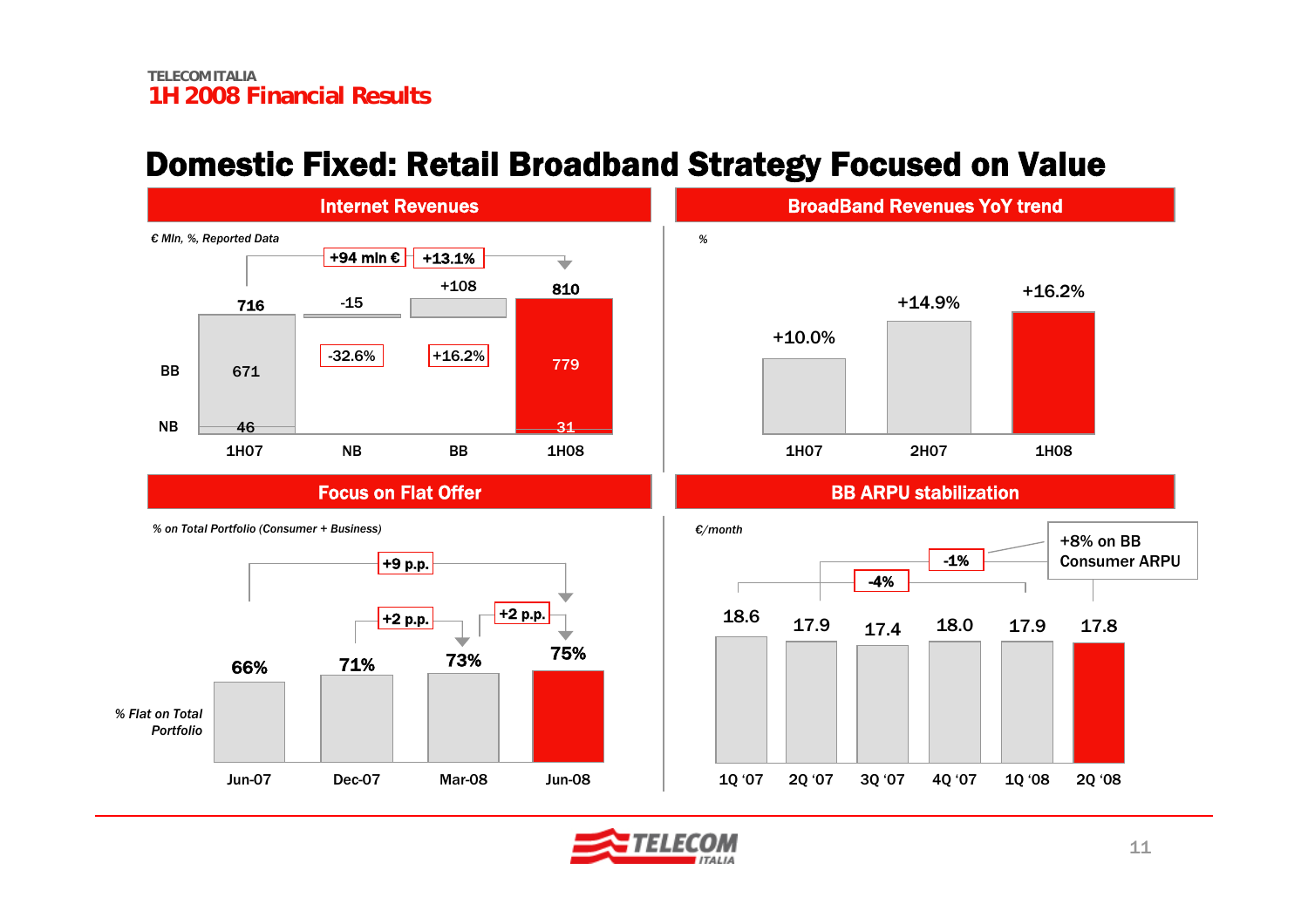# Domestic Fixed: Retail Broadband Strategy Focused on Value

## Internet Revenues

€ Mln, %, Reported Data

+94 mln € | +13.1%

| | 1H07 | NB | BB | 1H08 |
|---|---|---|---|---|
| Total | 716 | -15 | +108 | 810 |
| BB | 671 | | +16.2% | 779 |
| NB | 46 | -32.6% | | 31 |

## BroadBand Revenues YoY trend

%

| 1H07 | 2H07 | 1H08 |
|---|---|---|
| +10.0% | +14.9% | +16.2% |

## Focus on Flat Offer

% on Total Portfolio (Consumer + Business)

| | Jun-07 | Dec-07 | Mar-08 | Jun-08 |
|---|---|---|---|---|
| % Flat on Total Portfolio | 66% | 71% | 73% | 75% |

+9 p.p. (Jun-07 → Jun-08); +2 p.p. (Dec-07 → Mar-08); +2 p.p. (Mar-08 → Jun-08)

## BB ARPU stabilization

€/month

| 1Q '07 | 2Q '07 | 3Q '07 | 4Q '07 | 1Q '08 | 2Q '08 |
|---|---|---|---|---|---|
| 18.6 | 17.9 | 17.4 | 18.0 | 17.9 | 17.8 |

-4%; -1%

+8% on BB Consumer ARPU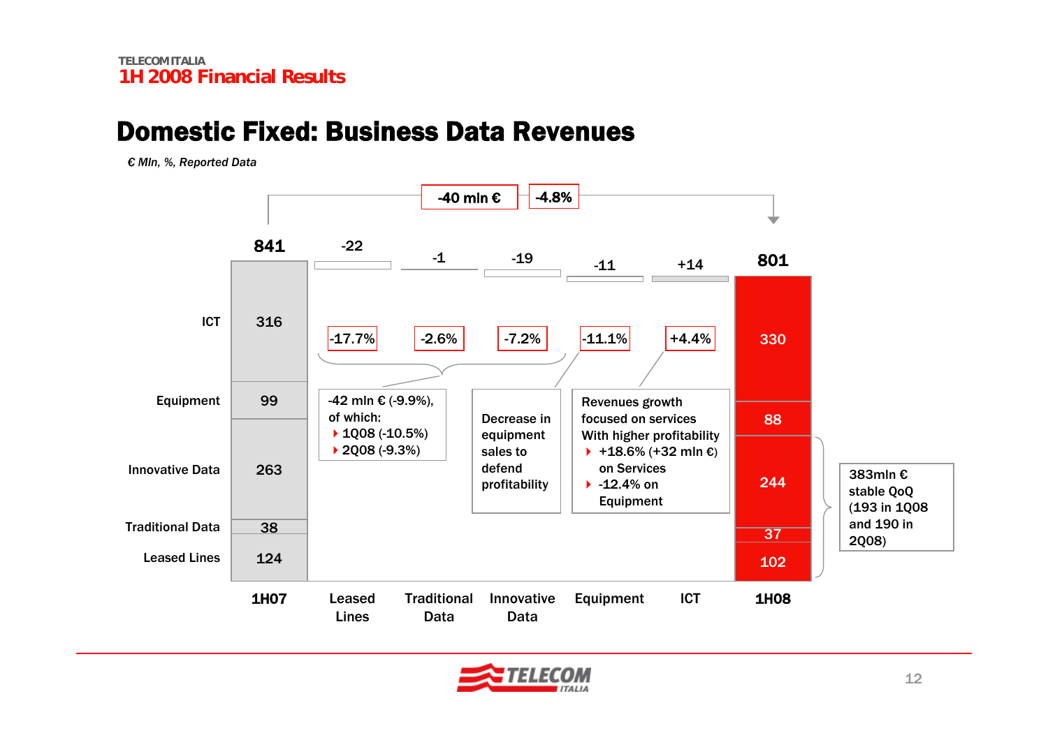TELECOM ITALIA
1H 2008 Financial Results

# Domestic Fixed: Business Data Revenues

*€ Mln, %, Reported Data*

**-40 mln €** | **-4.8%**

| | 1H07 | Leased Lines | Traditional Data | Innovative Data | Equipment | ICT | 1H08 |
|---|---|---|---|---|---|---|---|
| Total | 841 | -22 | -1 | -19 | -11 | +14 | 801 |
| % change | | -17.7% | -2.6% | -7.2% | -11.1% | +4.4% | |
| ICT | 316 | | | | | | 330 |
| Equipment | 99 | | | | | | 88 |
| Innovative Data | 263 | | | | | | 244 |
| Traditional Data | 38 | | | | | | 37 |
| Leased Lines | 124 | | | | | | 102 |

Leased Lines, Traditional Data, Innovative Data: -42 mln € (-9.9%), of which:
- 1Q08 (-10.5%)
- 2Q08 (-9.3%)

Equipment: Decrease in equipment sales to defend profitability

ICT: Revenues growth focused on services With higher profitability
- +18.6% (+32 mln €) on Services
- -12.4% on Equipment

1H08 Innovative Data, Traditional Data and Leased Lines: 383mln € stable QoQ (193 in 1Q08 and 190 in 2Q08)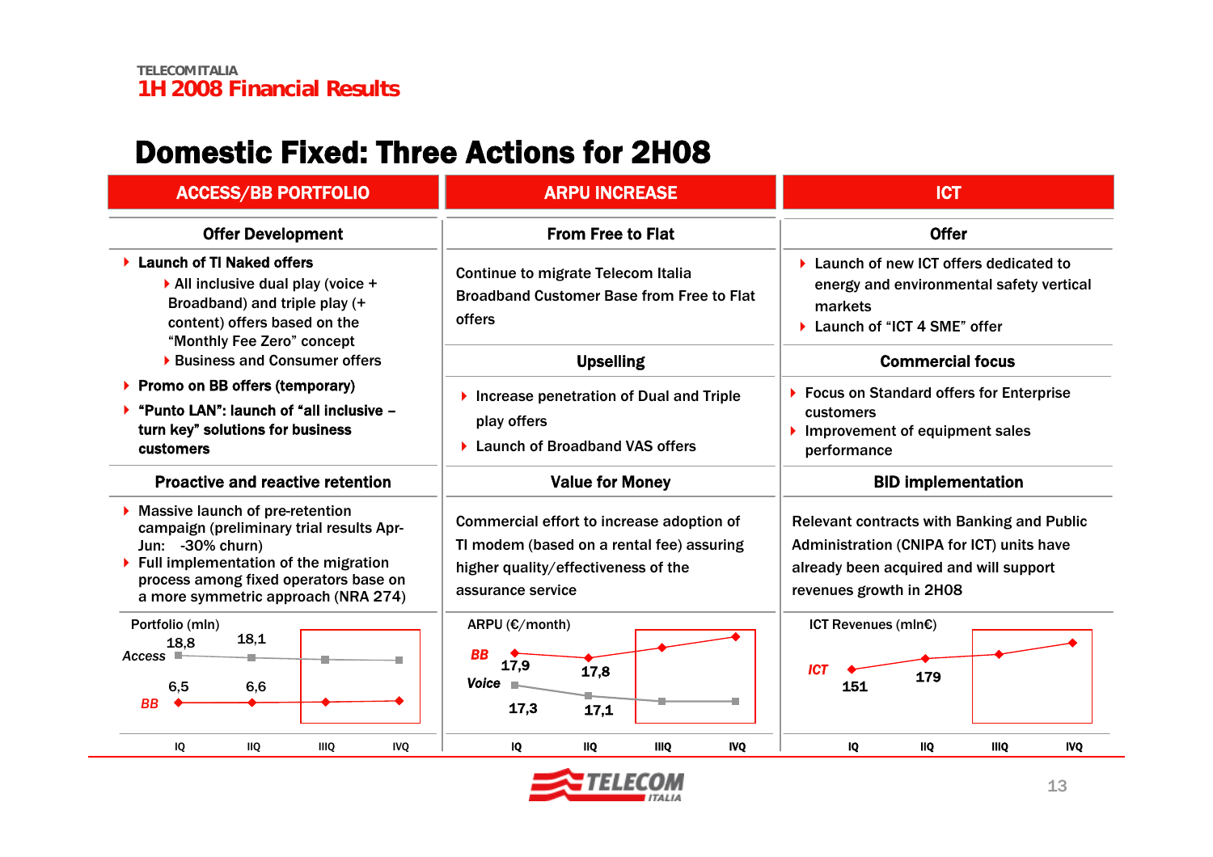# Domestic Fixed: Three Actions for 2H08

## ACCESS/BB PORTFOLIO

### Offer Development

- **Launch of TI Naked offers**
  - All inclusive dual play (voice + Broadband) and triple play (+ content) offers based on the "Monthly Fee Zero" concept
  - Business and Consumer offers
- **Promo on BB offers (temporary)**
- **"Punto LAN": launch of "all inclusive – turn key" solutions for business customers**

### Proactive and reactive retention

- Massive launch of pre-retention campaign (preliminary trial results Apr-Jun: -30% churn)
- Full implementation of the migration process among fixed operators base on a more symmetric approach (NRA 274)

Portfolio (mln)

| | IQ | IIQ | IIIQ | IVQ |
|---|---|---|---|---|
| Access | 18,8 | 18,1 | | |
| BB | 6,5 | 6,6 | | |

## ARPU INCREASE

### From Free to Flat

Continue to migrate Telecom Italia Broadband Customer Base from Free to Flat offers

### Upselling

- Increase penetration of Dual and Triple play offers
- Launch of Broadband VAS offers

### Value for Money

Commercial effort to increase adoption of TI modem (based on a rental fee) assuring higher quality/effectiveness of the assurance service

ARPU (€/month)

| | IQ | IIQ | IIIQ | IVQ |
|---|---|---|---|---|
| BB | 17,9 | 17,8 | | |
| Voice | 17,3 | 17,1 | | |

## ICT

### Offer

- Launch of new ICT offers dedicated to energy and environmental safety vertical markets
- Launch of "ICT 4 SME" offer

### Commercial focus

- Focus on Standard offers for Enterprise customers
- Improvement of equipment sales performance

### BID implementation

Relevant contracts with Banking and Public Administration (CNIPA for ICT) units have already been acquired and will support revenues growth in 2H08

ICT Revenues (mln€)

| | IQ | IIQ | IIIQ | IVQ |
|---|---|---|---|---|
| ICT | 151 | 179 | | |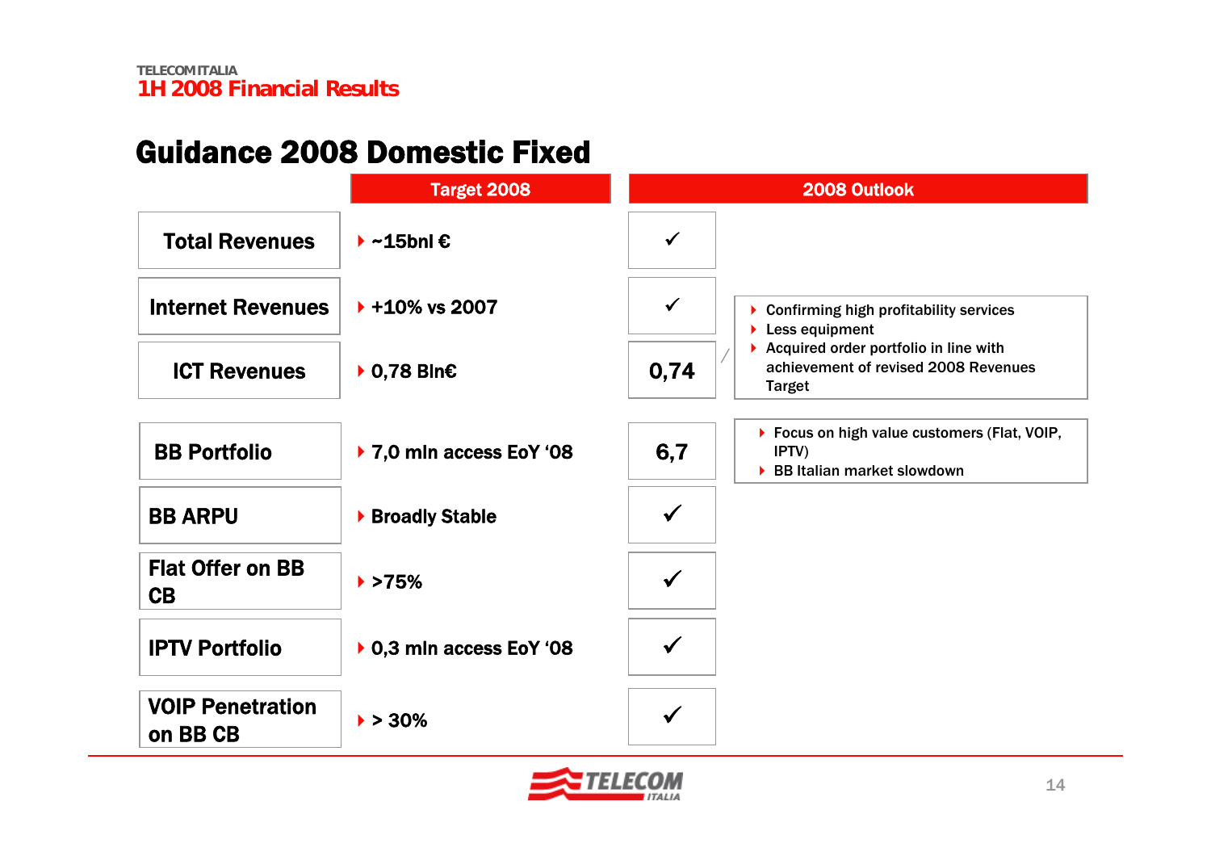## Guidance 2008 Domestic Fixed

| | Target 2008 | 2008 Outlook | |
|---|---|---|---|
| Total Revenues | ~15bnl € | ✓ | |
| Internet Revenues | +10% vs 2007 | ✓ | Confirming high profitability services; Less equipment; Acquired order portfolio in line with achievement of revised 2008 Revenues Target |
| ICT Revenues | 0,78 Bln€ | 0,74 | |
| BB Portfolio | 7,0 mln access EoY '08 | 6,7 | Focus on high value customers (Flat, VOIP, IPTV); BB Italian market slowdown |
| BB ARPU | Broadly Stable | ✓ | |
| Flat Offer on BB CB | >75% | ✓ | |
| IPTV Portfolio | 0,3 mln access EoY '08 | ✓ | |
| VOIP Penetration on BB CB | > 30% | ✓ | |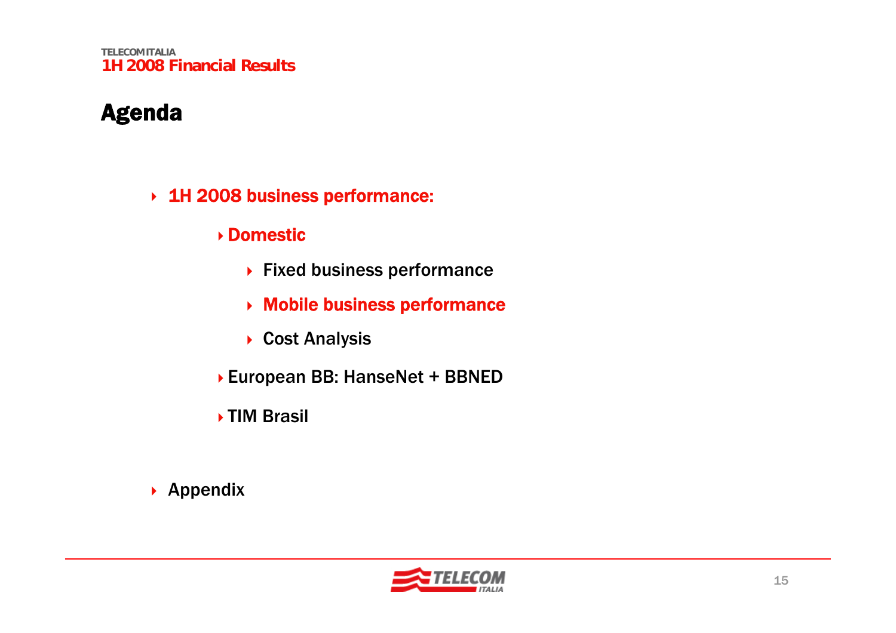# Agenda

- 1H 2008 business performance:
  - Domestic
    - Fixed business performance
    - Mobile business performance
    - Cost Analysis
  - European BB: HanseNet + BBNED
  - TIM Brasil
- Appendix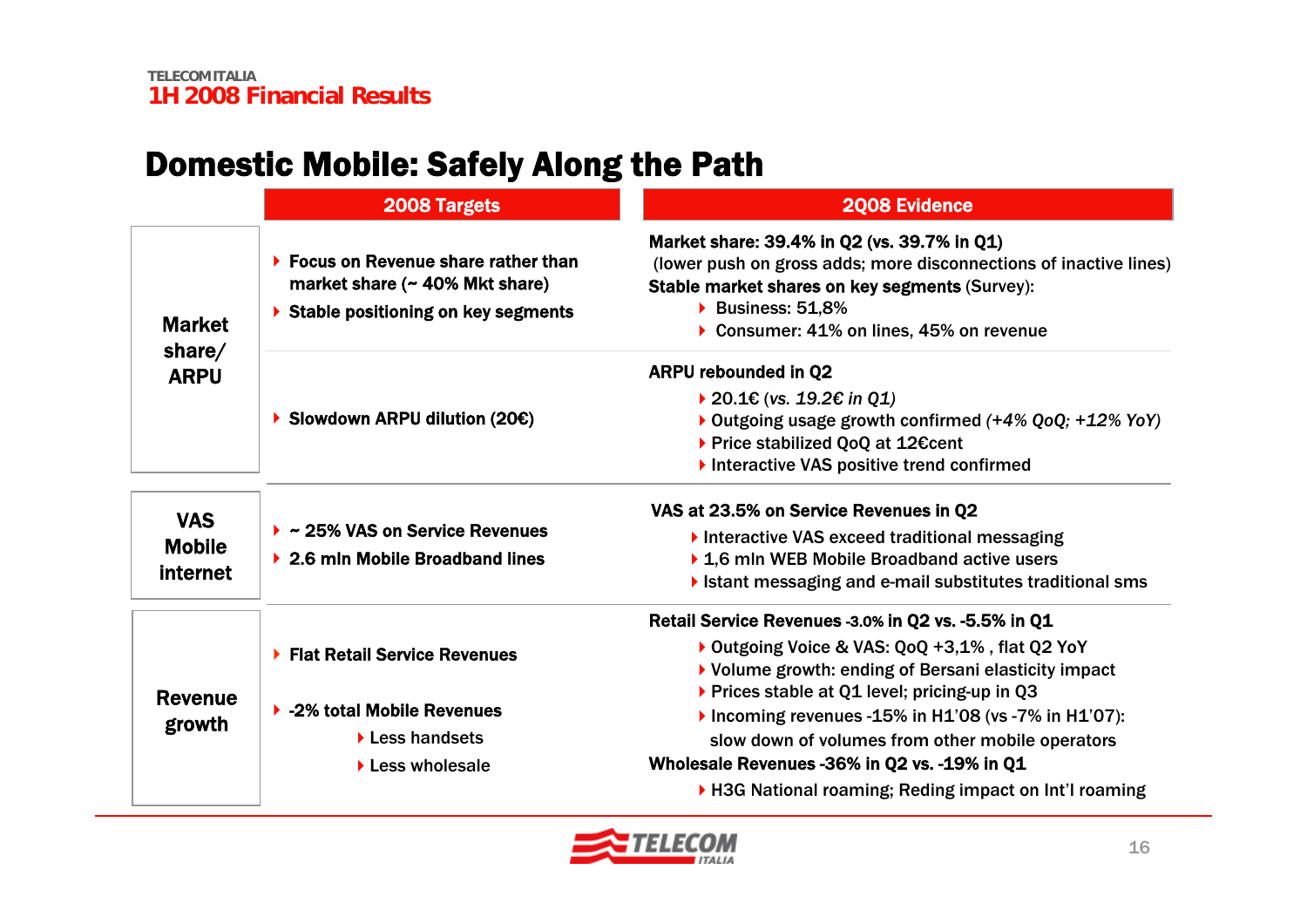## Domestic Mobile: Safely Along the Path

| | 2008 Targets | 2Q08 Evidence |
|---|---|---|
| **Market share/ ARPU** | ▸ Focus on Revenue share rather than market share (~ 40% Mkt share)<br>▸ Stable positioning on key segments | **Market share: 39.4% in Q2 (vs. 39.7% in Q1)**<br>(lower push on gross adds; more disconnections of inactive lines)<br>**Stable market shares on key segments** (Survey):<br>▸ Business: 51,8%<br>▸ Consumer: 41% on lines, 45% on revenue |
| | ▸ Slowdown ARPU dilution (20€) | **ARPU rebounded in Q2**<br>▸ 20.1€ *(vs. 19.2€ in Q1)*<br>▸ Outgoing usage growth confirmed *(+4% QoQ; +12% YoY)*<br>▸ Price stabilized QoQ at 12€cent<br>▸ Interactive VAS positive trend confirmed |
| **VAS Mobile internet** | ▸ ~ 25% VAS on Service Revenues<br>▸ 2.6 mln Mobile Broadband lines | **VAS at 23.5% on Service Revenues in Q2**<br>▸ Interactive VAS exceed traditional messaging<br>▸ 1,6 mln WEB Mobile Broadband active users<br>▸ Istant messaging and e-mail substitutes traditional sms |
| **Revenue growth** | ▸ Flat Retail Service Revenues<br>▸ -2% total Mobile Revenues<br>▸ Less handsets<br>▸ Less wholesale | **Retail Service Revenues -3.0% in Q2 vs. -5.5% in Q1**<br>▸ Outgoing Voice & VAS: QoQ +3,1% , flat Q2 YoY<br>▸ Volume growth: ending of Bersani elasticity impact<br>▸ Prices stable at Q1 level; pricing-up in Q3<br>▸ Incoming revenues -15% in H1'08 (vs -7% in H1'07): slow down of volumes from other mobile operators<br>**Wholesale Revenues -36% in Q2 vs. -19% in Q1**<br>▸ H3G National roaming; Reding impact on Int'l roaming |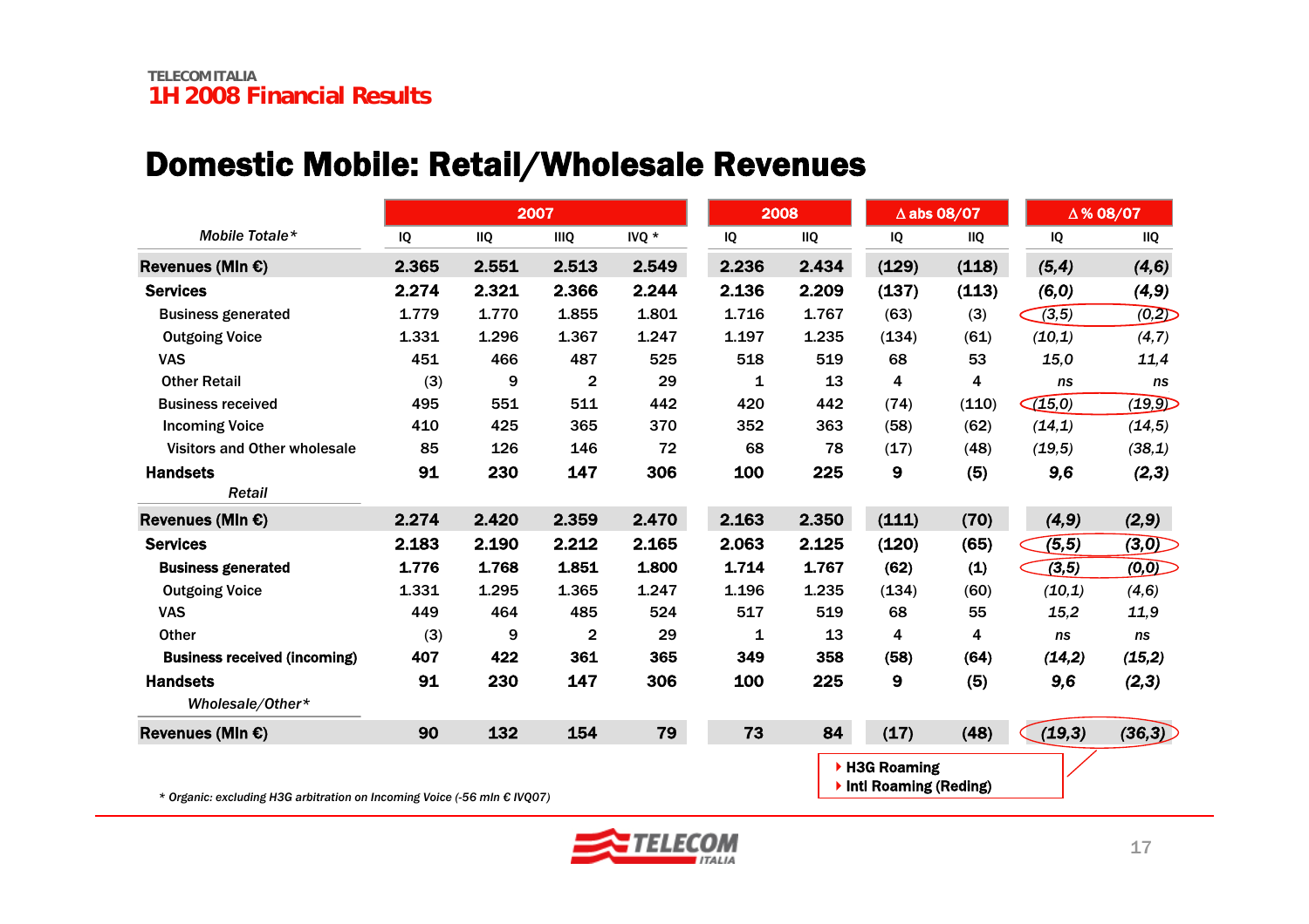# Domestic Mobile: Retail/Wholesale Revenues

| *Mobile Totale** | 2007 IQ | 2007 IIQ | 2007 IIIQ | 2007 IVQ * | 2008 IQ | 2008 IIQ | Δ abs 08/07 IQ | Δ abs 08/07 IIQ | Δ % 08/07 IQ | Δ % 08/07 IIQ |
|---|---|---|---|---|---|---|---|---|---|---|
| **Revenues (Mln €)** | **2.365** | **2.551** | **2.513** | **2.549** | **2.236** | **2.434** | **(129)** | **(118)** | ***(5,4)*** | ***(4,6)*** |
| **Services** | **2.274** | **2.321** | **2.366** | **2.244** | **2.136** | **2.209** | **(137)** | **(113)** | ***(6,0)*** | ***(4,9)*** |
| Business generated | 1.779 | 1.770 | 1.855 | 1.801 | 1.716 | 1.767 | (63) | (3) | *(3,5)* | *(0,2)* |
| Outgoing Voice | 1.331 | 1.296 | 1.367 | 1.247 | 1.197 | 1.235 | (134) | (61) | *(10,1)* | *(4,7)* |
| VAS | 451 | 466 | 487 | 525 | 518 | 519 | 68 | 53 | *15,0* | *11,4* |
| Other Retail | (3) | 9 | 2 | 29 | 1 | 13 | 4 | 4 | *ns* | *ns* |
| Business received | 495 | 551 | 511 | 442 | 420 | 442 | (74) | (110) | *(15,0)* | *(19,9)* |
| Incoming Voice | 410 | 425 | 365 | 370 | 352 | 363 | (58) | (62) | *(14,1)* | *(14,5)* |
| Visitors and Other wholesale | 85 | 126 | 146 | 72 | 68 | 78 | (17) | (48) | *(19,5)* | *(38,1)* |
| **Handsets** | **91** | **230** | **147** | **306** | **100** | **225** | **9** | **(5)** | ***9,6*** | ***(2,3)*** |
| *Retail* | | | | | | | | | | |
| **Revenues (Mln €)** | **2.274** | **2.420** | **2.359** | **2.470** | **2.163** | **2.350** | **(111)** | **(70)** | ***(4,9)*** | ***(2,9)*** |
| **Services** | **2.183** | **2.190** | **2.212** | **2.165** | **2.063** | **2.125** | **(120)** | **(65)** | ***(5,5)*** | ***(3,0)*** |
| **Business generated** | **1.776** | **1.768** | **1.851** | **1.800** | **1.714** | **1.767** | **(62)** | **(1)** | ***(3,5)*** | ***(0,0)*** |
| Outgoing Voice | 1.331 | 1.295 | 1.365 | 1.247 | 1.196 | 1.235 | (134) | (60) | *(10,1)* | *(4,6)* |
| VAS | 449 | 464 | 485 | 524 | 517 | 519 | 68 | 55 | *15,2* | *11,9* |
| Other | (3) | 9 | 2 | 29 | 1 | 13 | 4 | 4 | *ns* | *ns* |
| **Business received (incoming)** | **407** | **422** | **361** | **365** | **349** | **358** | **(58)** | **(64)** | ***(14,2)*** | ***(15,2)*** |
| **Handsets** | **91** | **230** | **147** | **306** | **100** | **225** | **9** | **(5)** | ***9,6*** | ***(2,3)*** |
| *Wholesale/Other** | | | | | | | | | | |
| **Revenues (Mln €)** | **90** | **132** | **154** | **79** | **73** | **84** | **(17)** | **(48)** | ***(19,3)*** | ***(36,3)*** |

- H3G Roaming
- Intl Roaming (Reding)

\* *Organic: excluding H3G arbitration on Incoming Voice (-56 mln € IVQ07)*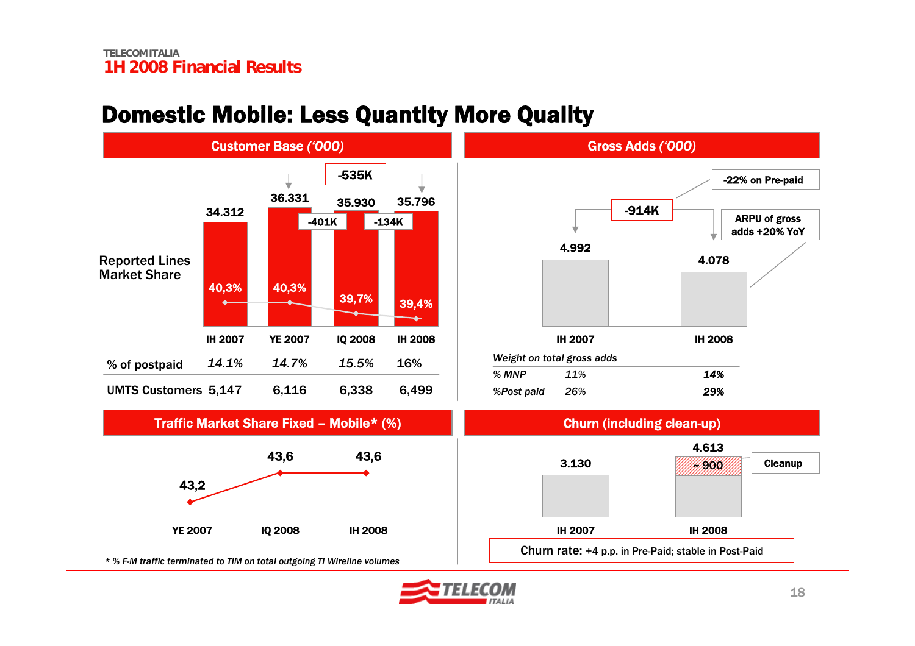# Domestic Mobile: Less Quantity More Quality

## Customer Base ('000)

| | IH 2007 | YE 2007 | IQ 2008 | IH 2008 |
|---|---|---|---|---|
| Customer Base | 34.312 | 36.331 | 35.930 | 35.796 |
| Reported Lines Market Share | 40,3% | 40,3% | 39,7% | 39,4% |
| % of postpaid | *14.1%* | *14.7%* | *15.5%* | 16% |
| UMTS Customers | 5,147 | 6,116 | 6,338 | 6,499 |

-535K (YE 2007 → IH 2008); -401K (YE 2007 → IQ 2008); -134K (IQ 2008 → IH 2008)

## Gross Adds ('000)

| | IH 2007 | IH 2008 |
|---|---|---|
| Gross Adds | 4.992 | 4.078 |
| *Weight on total gross adds* | | |
| *% MNP* | *11%* | ***14%*** |
| *%Post paid* | *26%* | ***29%*** |

-914K

-22% on Pre-paid

ARPU of gross adds +20% YoY

## Traffic Market Share Fixed – Mobile* (%)

| YE 2007 | IQ 2008 | IH 2008 |
|---|---|---|
| 43,2 | 43,6 | 43,6 |

*\* % F-M traffic terminated to TIM on total outgoing TI Wireline volumes*

## Churn (including clean-up)

| IH 2007 | IH 2008 |
|---|---|
| 3.130 | 4.613 |

Cleanup: ~ 900 (IH 2008)

Churn rate: +4 p.p. in Pre-Paid; stable in Post-Paid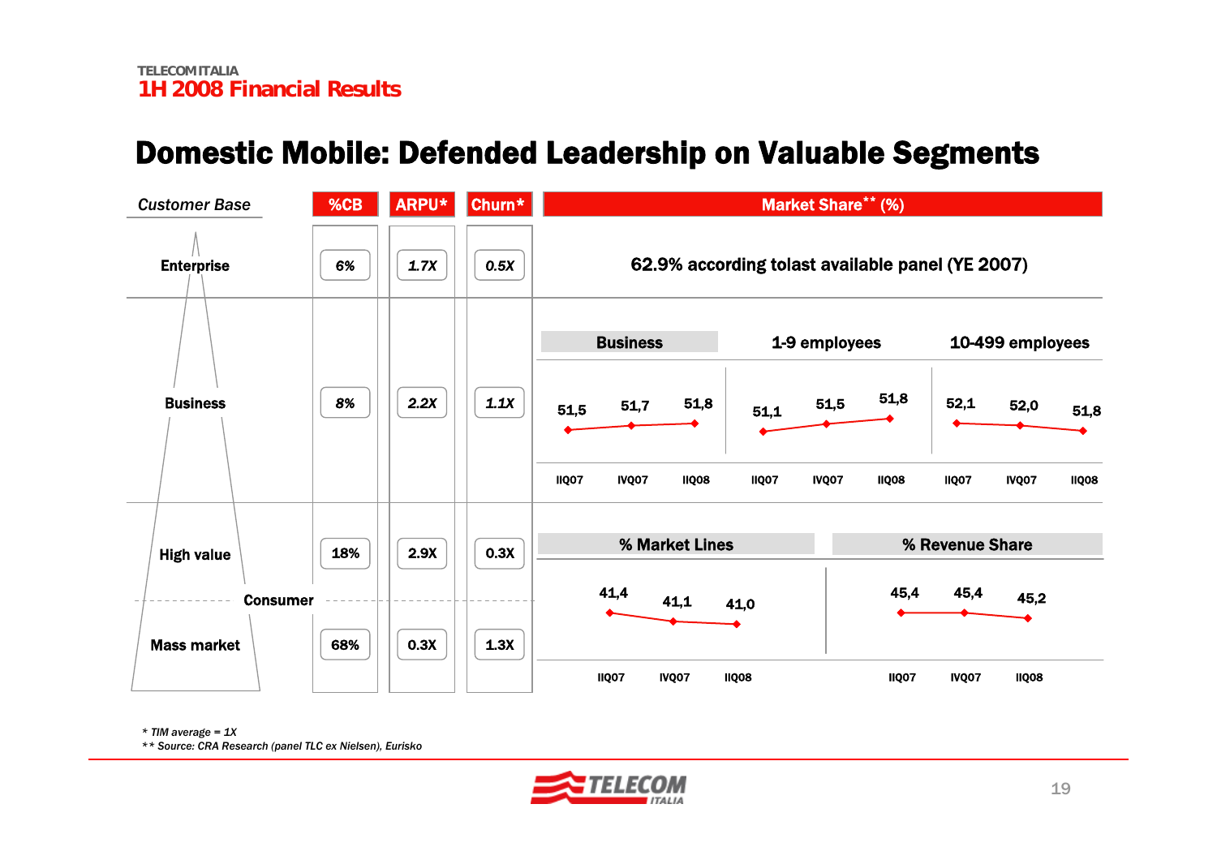# Domestic Mobile: Defended Leadership on Valuable Segments

| Customer Base | %CB | ARPU* | Churn* |
|---|---|---|---|
| Enterprise | 6% | 1.7X | 0.5X |
| Business | 8% | 2.2X | 1.1X |
| Consumer – High value | 18% | 2.9X | 0.3X |
| Consumer – Mass market | 68% | 0.3X | 1.3X |

**Market Share** (%)**

**Enterprise:** 62.9% according tolast available panel (YE 2007)

**Business:**

| | IIQ07 | IVQ07 | IIQ08 |
|---|---|---|---|
| Business | 51,5 | 51,7 | 51,8 |
| 1-9 employees | 51,1 | 51,5 | 51,8 |
| 10-499 employees | 52,1 | 52,0 | 51,8 |

**Consumer:**

| | IIQ07 | IVQ07 | IIQ08 |
|---|---|---|---|
| % Market Lines | 41,4 | 41,1 | 41,0 |
| % Revenue Share | 45,4 | 45,4 | 45,2 |

*\* TIM average = 1X*

*\*\* Source: CRA Research (panel TLC ex Nielsen), Eurisko*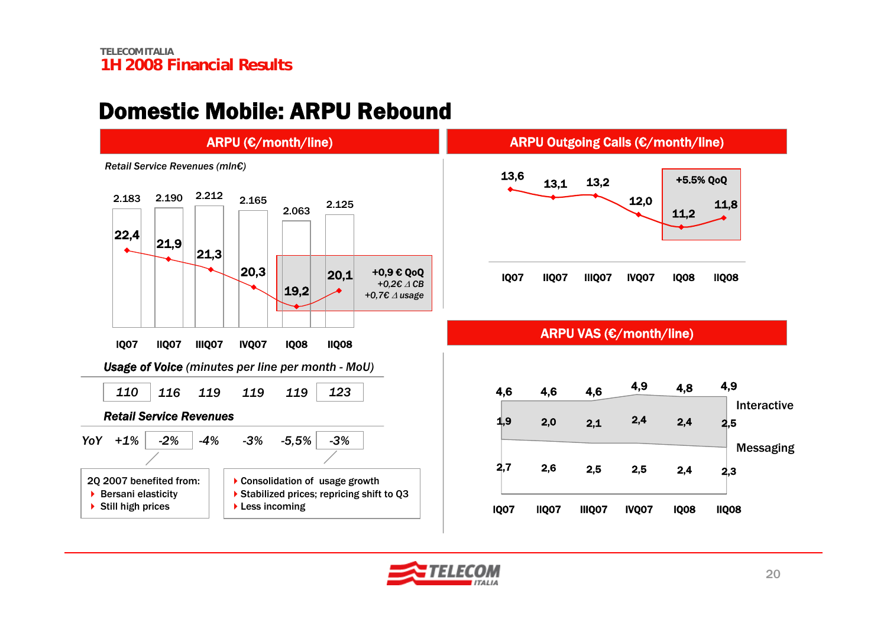# Domestic Mobile: ARPU Rebound

## ARPU (€/month/line)

*Retail Service Revenues (mln€)*

| | IQ07 | IIQ07 | IIIQ07 | IVQ07 | IQ08 | IIQ08 |
|---|---|---|---|---|---|---|
| Retail Service Revenues (mln€) | 2.183 | 2.190 | 2.212 | 2.165 | 2.063 | 2.125 |
| ARPU (€/month/line) | 22,4 | 21,9 | 21,3 | 20,3 | 19,2 | 20,1 |

+0,9 € QoQ
*+0,2€ Δ CB*
*+0,7€ Δ usage*

**Usage of Voice** *(minutes per line per month - MoU)*

| IQ07 | IIQ07 | IIIQ07 | IVQ07 | IQ08 | IIQ08 |
|---|---|---|---|---|---|
| 110 | 116 | 119 | 119 | 119 | 123 |

**Retail Service Revenues**

| | IQ07 | IIQ07 | IIIQ07 | IVQ07 | IQ08 | IIQ08 |
|---|---|---|---|---|---|---|
| YoY | +1% | -2% | -4% | -3% | -5,5% | -3% |

2Q 2007 benefited from:
- Bersani elasticity
- Still high prices

- Consolidation of usage growth
- Stabilized prices; repricing shift to Q3
- Less incoming

## ARPU Outgoing Calls (€/month/line)

| IQ07 | IIQ07 | IIIQ07 | IVQ07 | IQ08 | IIQ08 |
|---|---|---|---|---|---|
| 13,6 | 13,1 | 13,2 | 12,0 | 11,2 | 11,8 |

+5.5% QoQ

## ARPU VAS (€/month/line)

| | IQ07 | IIQ07 | IIIQ07 | IVQ07 | IQ08 | IIQ08 |
|---|---|---|---|---|---|---|
| Total | 4,6 | 4,6 | 4,6 | 4,9 | 4,8 | 4,9 |
| Interactive | 1,9 | 2,0 | 2,1 | 2,4 | 2,4 | 2,5 |
| Messaging | 2,7 | 2,6 | 2,5 | 2,5 | 2,4 | 2,3 |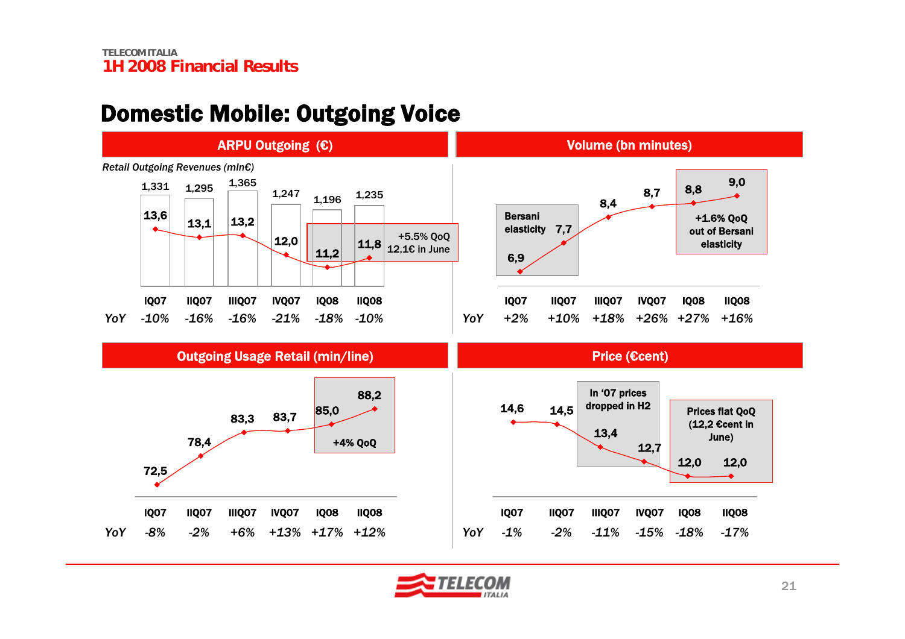# Domestic Mobile: Outgoing Voice

## ARPU Outgoing (€)

*Retail Outgoing Revenues (mln€)*

| | IQ07 | IIQ07 | IIIQ07 | IVQ07 | IQ08 | IIQ08 |
|---|---|---|---|---|---|---|
| Retail Outgoing Revenues (mln€) | 1,331 | 1,295 | 1,365 | 1,247 | 1,196 | 1,235 |
| ARPU Outgoing (€) | 13,6 | 13,1 | 13,2 | 12,0 | 11,2 | 11,8 |
| *YoY* | *-10%* | *-16%* | *-16%* | *-21%* | *-18%* | *-10%* |

+5.5% QoQ
12,1€ in June

## Volume (bn minutes)

| | IQ07 | IIQ07 | IIIQ07 | IVQ07 | IQ08 | IIQ08 |
|---|---|---|---|---|---|---|
| Volume (bn minutes) | 6,9 | 7,7 | 8,4 | 8,7 | 8,8 | 9,0 |
| *YoY* | *+2%* | *+10%* | *+18%* | *+26%* | *+27%* | *+16%* |

Bersani elasticity

+1.6% QoQ out of Bersani elasticity

## Outgoing Usage Retail (min/line)

| | IQ07 | IIQ07 | IIIQ07 | IVQ07 | IQ08 | IIQ08 |
|---|---|---|---|---|---|---|
| Outgoing Usage Retail (min/line) | 72,5 | 78,4 | 83,3 | 83,7 | 85,0 | 88,2 |
| *YoY* | *-8%* | *-2%* | *+6%* | *+13%* | *+17%* | *+12%* |

+4% QoQ

## Price (€cent)

| | IQ07 | IIQ07 | IIIQ07 | IVQ07 | IQ08 | IIQ08 |
|---|---|---|---|---|---|---|
| Price (€cent) | 14,6 | 14,5 | 13,4 | 12,7 | 12,0 | 12,0 |
| *YoY* | *-1%* | *-2%* | *-11%* | *-15%* | *-18%* | *-17%* |

In '07 prices dropped in H2

Prices flat QoQ (12,2 €cent in June)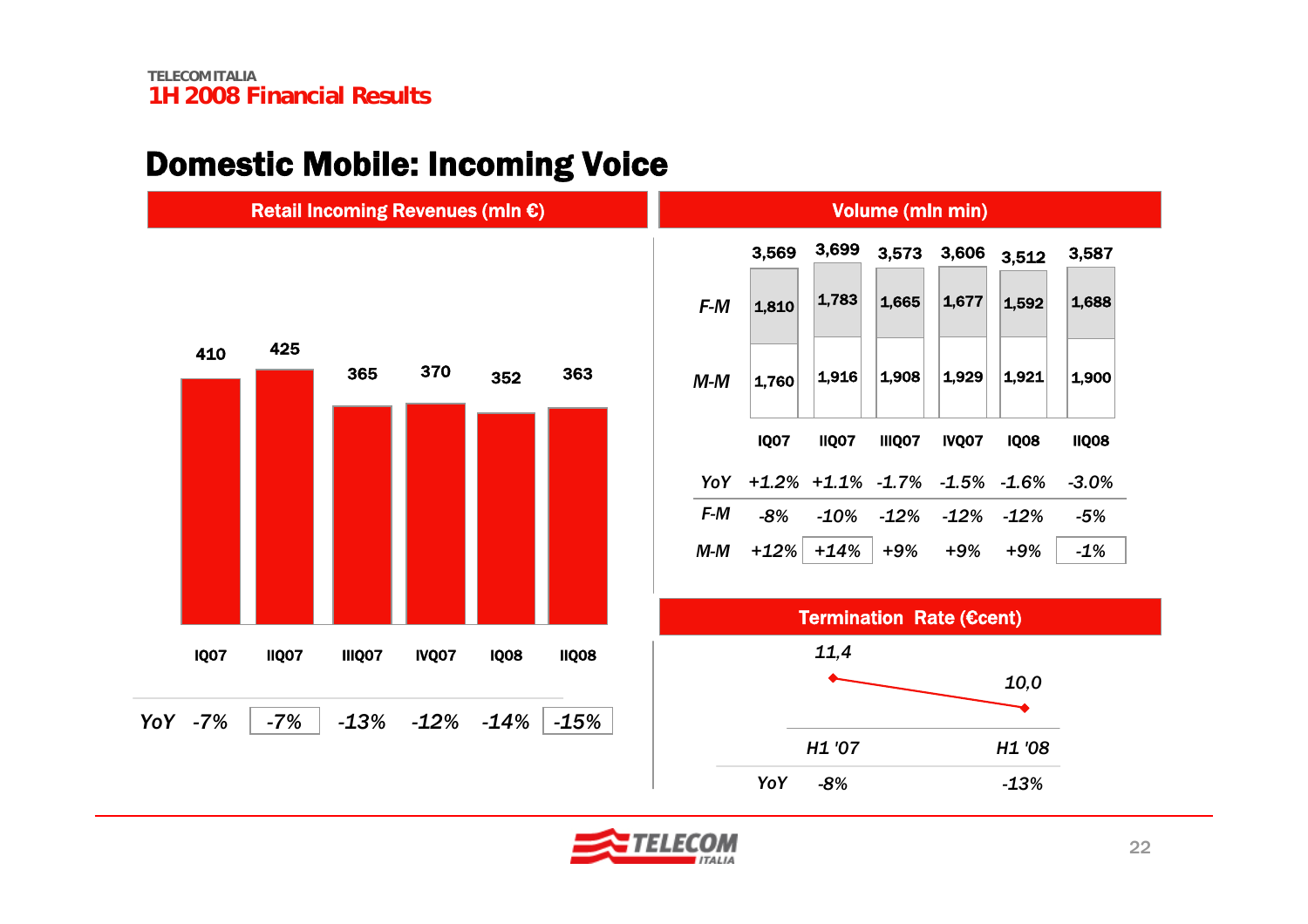TELECOM ITALIA
1H 2008 Financial Results

# Domestic Mobile: Incoming Voice

## Retail Incoming Revenues (mln €)

| | IQ07 | IIQ07 | IIIQ07 | IVQ07 | IQ08 | IIQ08 |
|---|---|---|---|---|---|---|
| Revenues | 410 | 425 | 365 | 370 | 352 | 363 |
| YoY | -7% | -7% | -13% | -12% | -14% | -15% |

## Volume (mln min)

| | IQ07 | IIQ07 | IIIQ07 | IVQ07 | IQ08 | IIQ08 |
|---|---|---|---|---|---|---|
| Total | 3,569 | 3,699 | 3,573 | 3,606 | 3,512 | 3,587 |
| F-M | 1,810 | 1,783 | 1,665 | 1,677 | 1,592 | 1,688 |
| M-M | 1,760 | 1,916 | 1,908 | 1,929 | 1,921 | 1,900 |
| YoY | +1.2% | +1.1% | -1.7% | -1.5% | -1.6% | -3.0% |
| F-M | -8% | -10% | -12% | -12% | -12% | -5% |
| M-M | +12% | +14% | +9% | +9% | +9% | -1% |

## Termination Rate (€cent)

| | H1 '07 | H1 '08 |
|---|---|---|
| Termination Rate | 11,4 | 10,0 |
| YoY | -8% | -13% |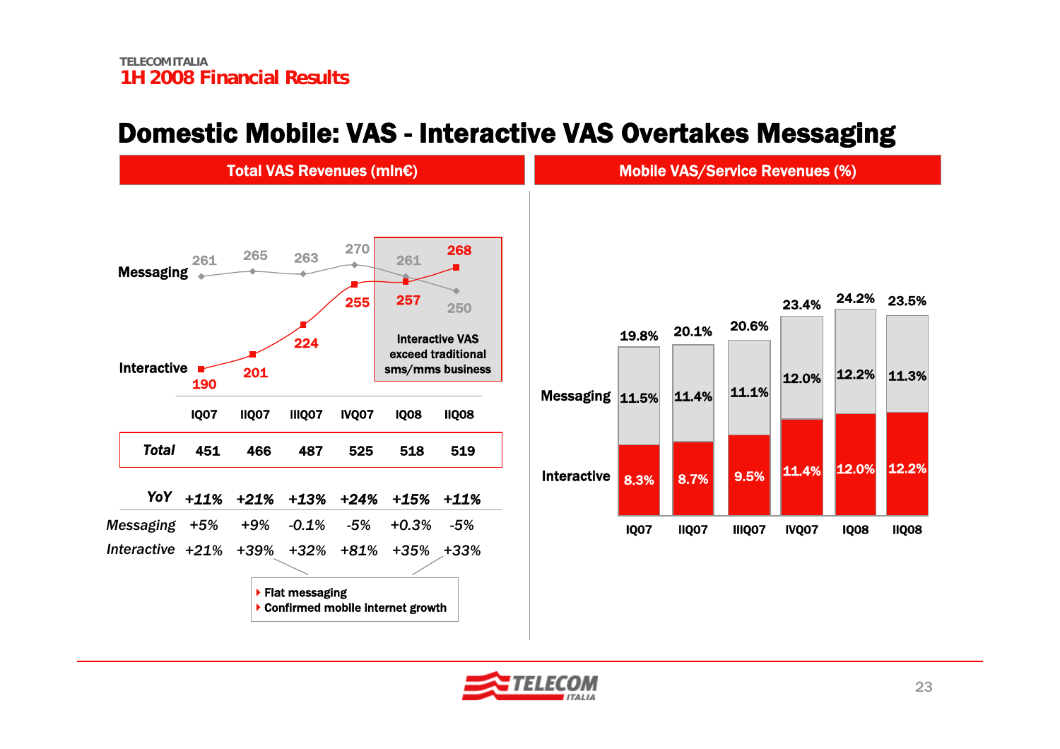# Domestic Mobile: VAS - Interactive VAS Overtakes Messaging

## Total VAS Revenues (mln€)

| | IQ07 | IIQ07 | IIIQ07 | IVQ07 | IQ08 | IIQ08 |
|---|---|---|---|---|---|---|
| Messaging | 261 | 265 | 263 | 270 | 261 | 250 |
| Interactive | 190 | 201 | 224 | 255 | 257 | 268 |
| ***Total*** | 451 | 466 | 487 | 525 | 518 | 519 |

Interactive VAS exceed traditional sms/mms business

| | | | | | | |
|---|---|---|---|---|---|---|
| ***YoY*** | ***+11%*** | ***+21%*** | ***+13%*** | ***+24%*** | ***+15%*** | ***+11%*** |
| *Messaging* | *+5%* | *+9%* | *-0.1%* | *-5%* | *+0.3%* | *-5%* |
| *Interactive* | *+21%* | *+39%* | *+32%* | *+81%* | *+35%* | *+33%* |

- Flat messaging
- Confirmed mobile internet growth

## Mobile VAS/Service Revenues (%)

| | IQ07 | IIQ07 | IIIQ07 | IVQ07 | IQ08 | IIQ08 |
|---|---|---|---|---|---|---|
| Messaging | 11.5% | 11.4% | 11.1% | 12.0% | 12.2% | 11.3% |
| Interactive | 8.3% | 8.7% | 9.5% | 11.4% | 12.0% | 12.2% |
| Total | 19.8% | 20.1% | 20.6% | 23.4% | 24.2% | 23.5% |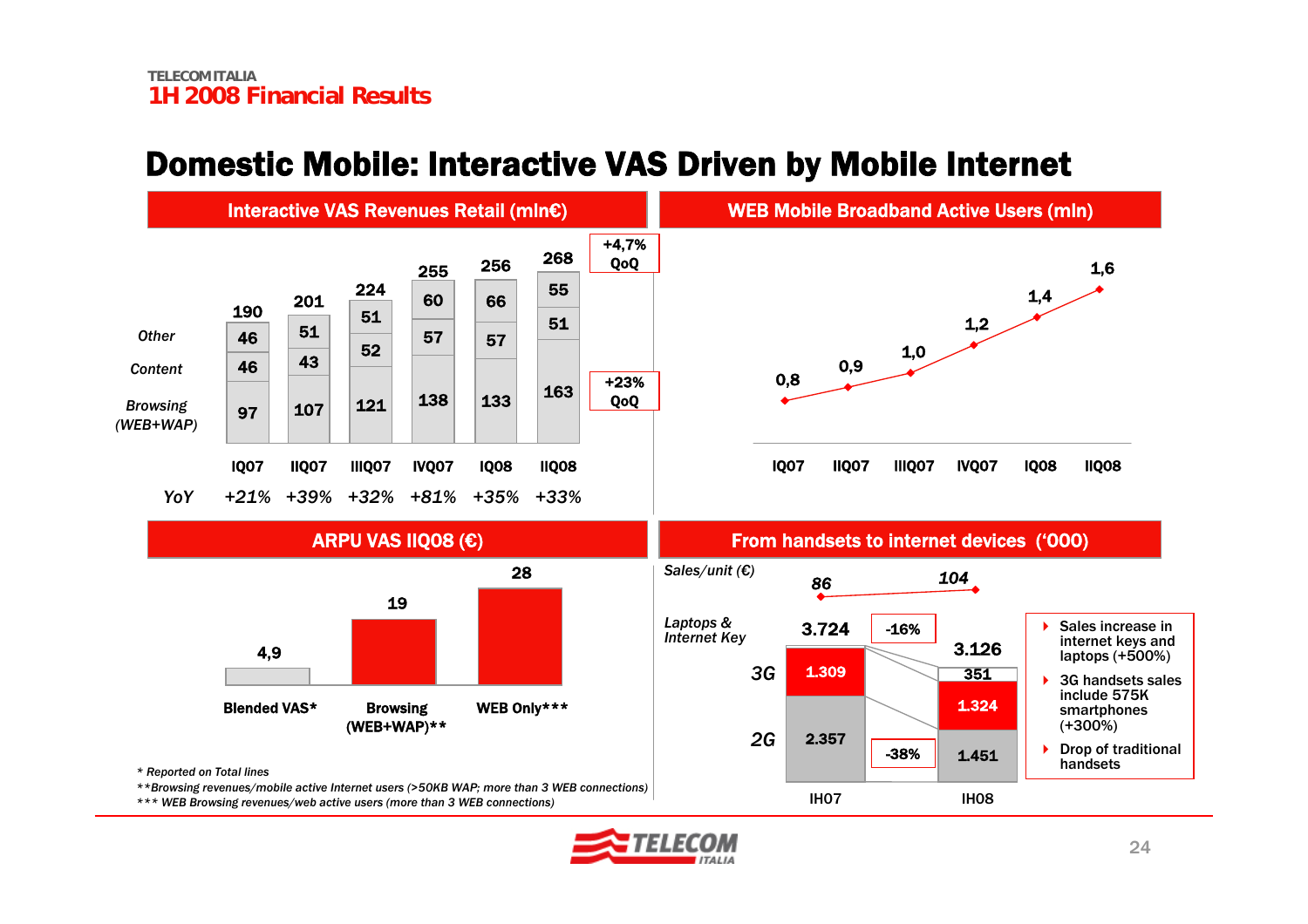# Domestic Mobile: Interactive VAS Driven by Mobile Internet

## Interactive VAS Revenues Retail (mln€)

| | IQ07 | IIQ07 | IIIQ07 | IVQ07 | IQ08 | IIQ08 |
|---|---|---|---|---|---|---|
| Other | 46 | 51 | 51 | 60 | 66 | 55 |
| Content | 46 | 43 | 52 | 57 | 57 | 51 |
| Browsing (WEB+WAP) | 97 | 107 | 121 | 138 | 133 | 163 |
| Total | 190 | 201 | 224 | 255 | 256 | 268 |
| YoY | +21% | +39% | +32% | +81% | +35% | +33% |

Total: +4,7% QoQ; Browsing: +23% QoQ

## WEB Mobile Broadband Active Users (mln)

| IQ07 | IIQ07 | IIIQ07 | IVQ07 | IQ08 | IIQ08 |
|---|---|---|---|---|---|
| 0,8 | 0,9 | 1,0 | 1,2 | 1,4 | 1,6 |

## ARPU VAS IIQ08 (€)

| Blended VAS* | Browsing (WEB+WAP)** | WEB Only*** |
|---|---|---|
| 4,9 | 19 | 28 |

\* Reported on Total lines

\*\*Browsing revenues/mobile active Internet users (>50KB WAP; more than 3 WEB connections)

\*\*\* WEB Browsing revenues/web active users (more than 3 WEB connections)

## From handsets to internet devices ('000)

| | IH07 | IH08 |
|---|---|---|
| Sales/unit (€) | 86 | 104 |
| Laptops & Internet Key | | 351 |
| 3G | 1.309 | 1.324 |
| 2G | 2.357 | 1.451 |
| Total | 3.724 | 3.126 |

Total: -16%; 2G: -38%

- Sales increase in internet keys and laptops (+500%)
- 3G handsets sales include 575K smartphones (+300%)
- Drop of traditional handsets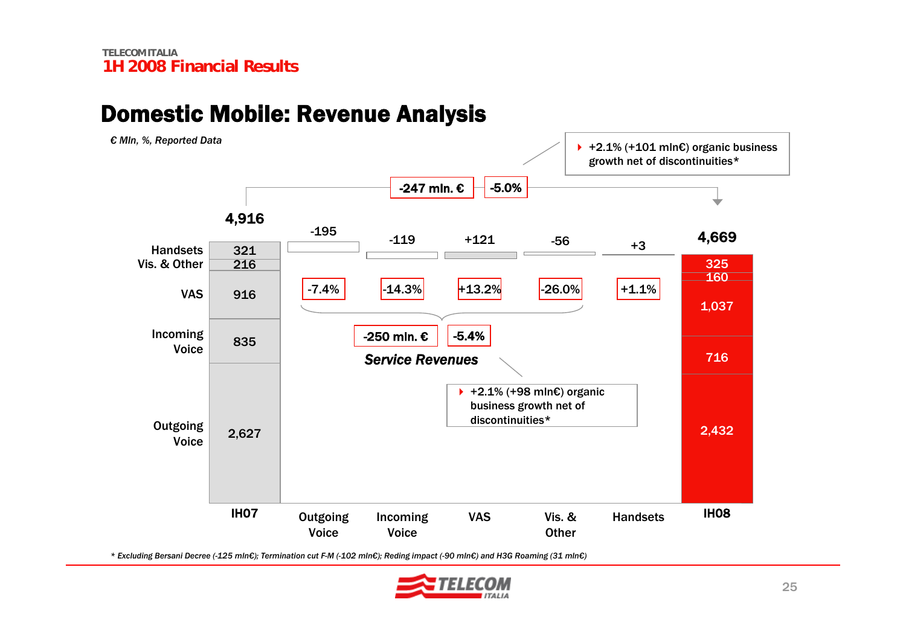# Domestic Mobile: Revenue Analysis

*€ Mln, %, Reported Data*

| | IH07 | Outgoing Voice | Incoming Voice | VAS | Vis. & Other | Handsets | IH08 |
|---|---|---|---|---|---|---|---|
| Total | 4,916 | -195 | -119 | +121 | -56 | +3 | 4,669 |
| Change % | | -7.4% | -14.3% | +13.2% | -26.0% | +1.1% | |
| Handsets | 321 | | | | | | 325 |
| Vis. & Other | 216 | | | | | | 160 |
| VAS | 916 | | | | | | 1,037 |
| Incoming Voice | 835 | | | | | | 716 |
| Outgoing Voice | 2,627 | | | | | | 2,432 |

Total change: -247 mln. € / -5.0%

- +2.1% (+101 mln€) organic business growth net of discontinuities*

**Service Revenues**: -250 mln. € / -5.4%

- +2.1% (+98 mln€) organic business growth net of discontinuities*

*\* Excluding Bersani Decree (-125 mln€); Termination cut F-M (-102 mln€); Reding impact (-90 mln€) and H3G Roaming (31 mln€)*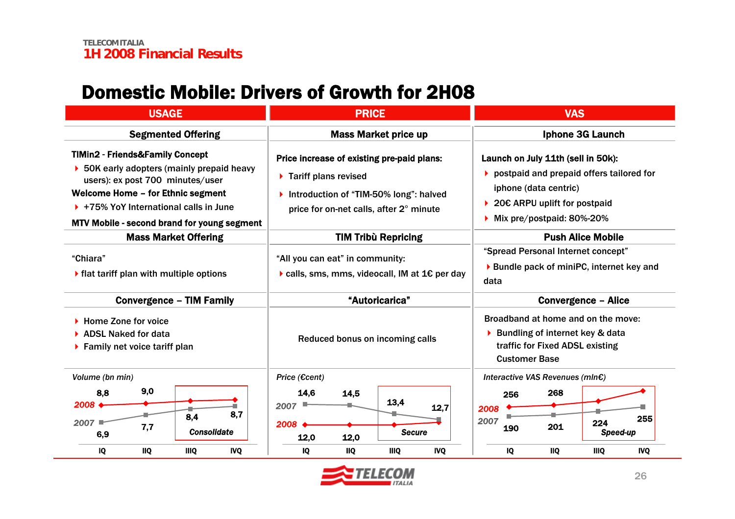# Domestic Mobile: Drivers of Growth for 2H08

## USAGE

### Segmented Offering

**TIMin2 - Friends&Family Concept**
- 50K early adopters (mainly prepaid heavy users): ex post 700 minutes/user

**Welcome Home – for Ethnic segment**
- +75% YoY International calls in June

**MTV Mobile - second brand for young segment**

### Mass Market Offering

"Chiara"
- flat tariff plan with multiple options

### Convergence – TIM Family

- Home Zone for voice
- ADSL Naked for data
- Family net voice tariff plan

*Volume (bn min)*

| | IQ | IIQ | IIIQ | IVQ |
|---|---|---|---|---|
| 2008 | 8,8 | 9,0 | | |
| 2007 | 6,9 | 7,7 | 8,4 | 8,7 |

Consolidate

## PRICE

### Mass Market price up

**Price increase of existing pre-paid plans:**
- Tariff plans revised
- Introduction of "TIM-50% long": halved price for on-net calls, after 2° minute

### TIM Tribù Repricing

"All you can eat" in community:
- calls, sms, mms, videocall, IM at 1€ per day

### "Autoricarica"

Reduced bonus on incoming calls

*Price (€cent)*

| | IQ | IIQ | IIIQ | IVQ |
|---|---|---|---|---|
| 2007 | 14,6 | 14,5 | 13,4 | 12,7 |
| 2008 | 12,0 | 12,0 | | |

Secure

## VAS

### Iphone 3G Launch

**Launch on July 11th (sell in 50k):**
- postpaid and prepaid offers tailored for iphone (data centric)
- 20€ ARPU uplift for postpaid
- Mix pre/postpaid: 80%-20%

### Push Alice Mobile

"Spread Personal Internet concept"
- Bundle pack of miniPC, internet key and data

### Convergence – Alice

Broadband at home and on the move:
- Bundling of internet key & data traffic for Fixed ADSL existing Customer Base

*Interactive VAS Revenues (mln€)*

| | IQ | IIQ | IIIQ | IVQ |
|---|---|---|---|---|
| 2008 | 256 | 268 | | |
| 2007 | 190 | 201 | 224 | 255 |

Speed-up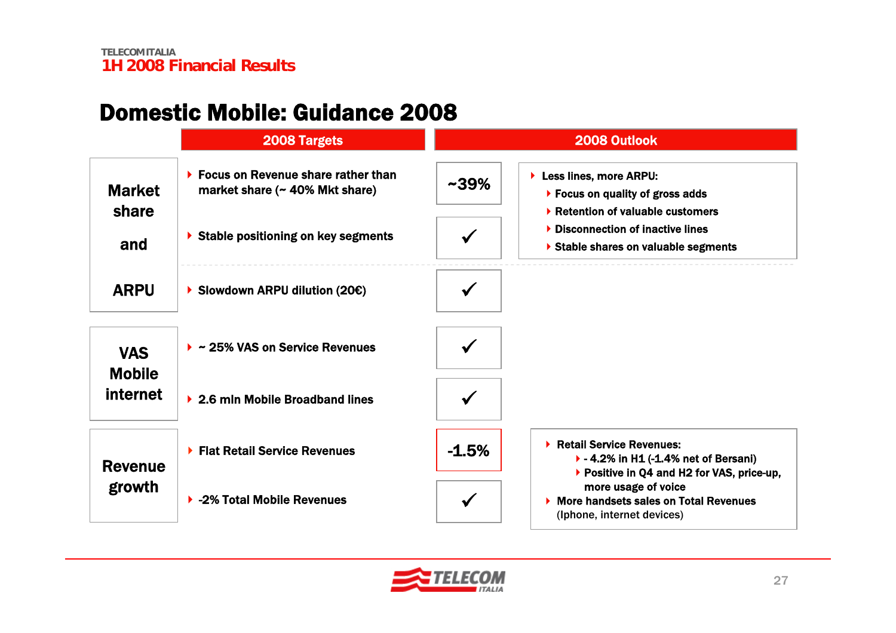## Domestic Mobile: Guidance 2008

| | 2008 Targets | | 2008 Outlook |
|---|---|---|---|
| Market share and ARPU | Focus on Revenue share rather than market share (~ 40% Mkt share) | ~39% | Less lines, more ARPU:<br>- Focus on quality of gross adds<br>- Retention of valuable customers<br>- Disconnection of inactive lines<br>- Stable shares on valuable segments |
| | Stable positioning on key segments | ✓ | |
| | Slowdown ARPU dilution (20€) | ✓ | |
| VAS Mobile internet | ~ 25% VAS on Service Revenues | ✓ | |
| | 2.6 mln Mobile Broadband lines | ✓ | |
| Revenue growth | Flat Retail Service Revenues | -1.5% | Retail Service Revenues:<br>- - 4.2% in H1 (-1.4% net of Bersani)<br>- Positive in Q4 and H2 for VAS, price-up, more usage of voice<br>More handsets sales on Total Revenues (Iphone, internet devices) |
| | -2% Total Mobile Revenues | ✓ | |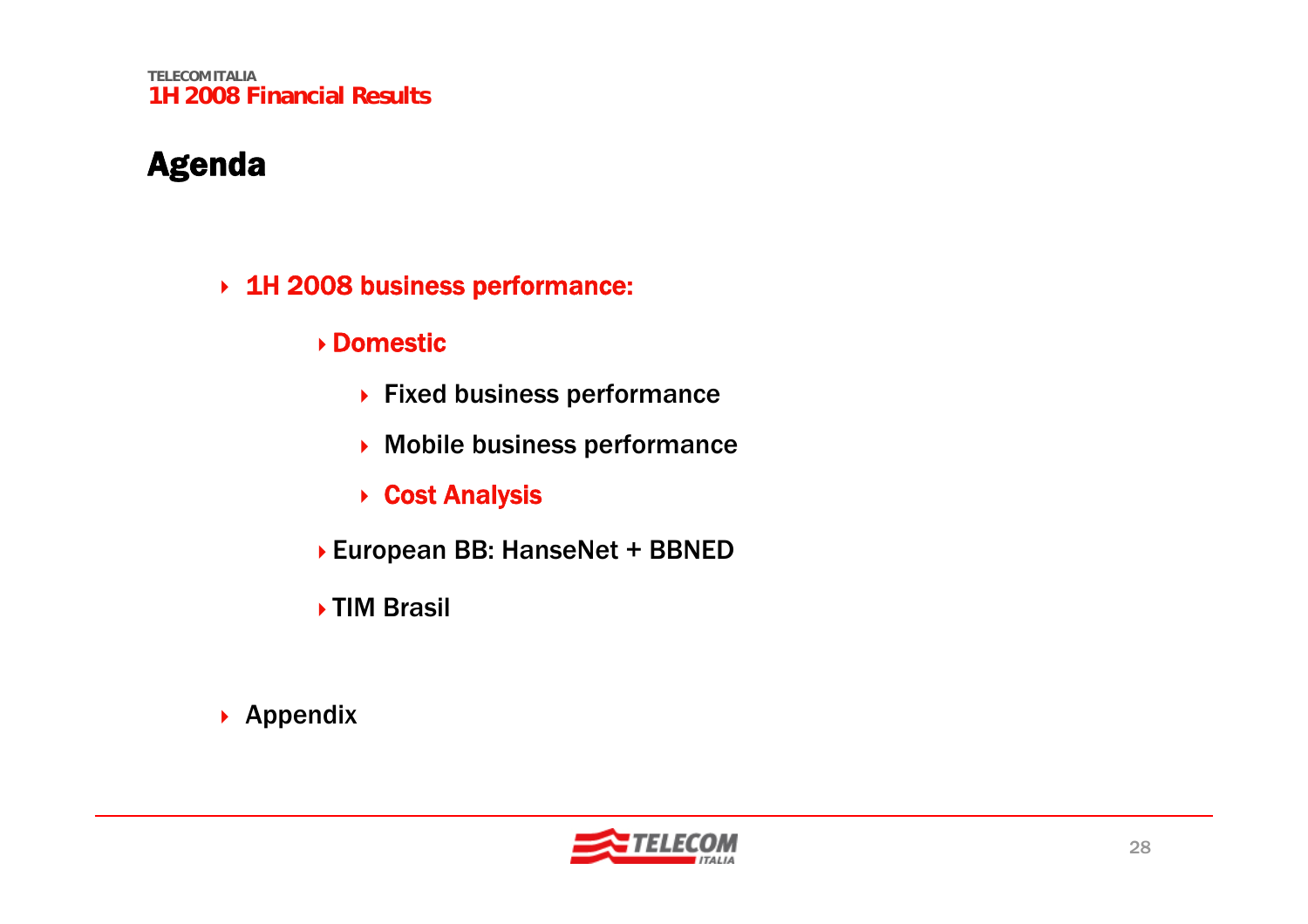# Agenda

- **1H 2008 business performance:**
  - **Domestic**
    - Fixed business performance
    - Mobile business performance
    - **Cost Analysis**
  - European BB: HanseNet + BBNED
  - TIM Brasil
- Appendix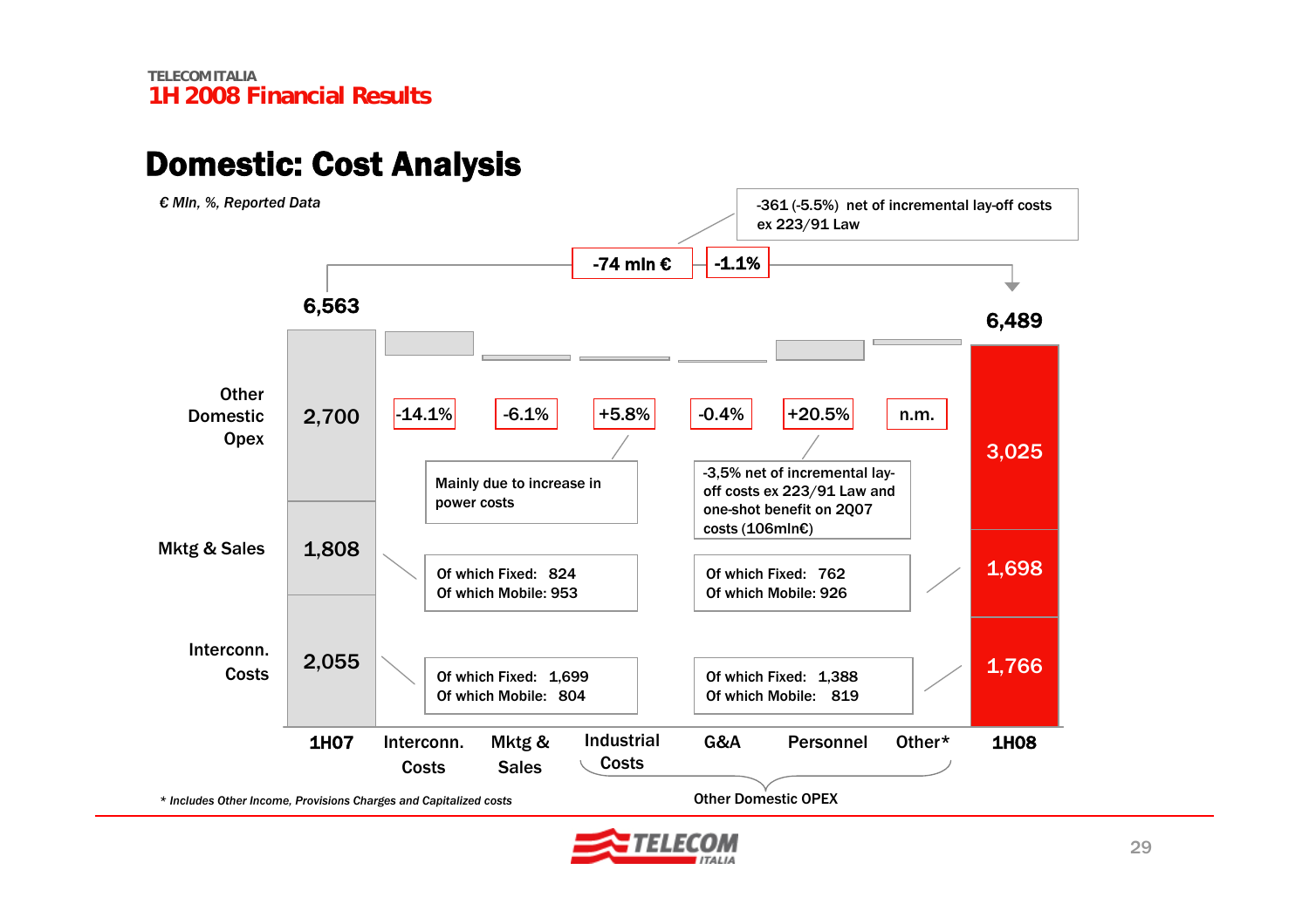# Domestic: Cost Analysis

*€ Mln, %, Reported Data*

-361 (-5.5%) net of incremental lay-off costs ex 223/91 Law

**-74 mln €** | **-1.1%**

| | 1H07 | Interconn. Costs | Mktg & Sales | Industrial Costs | G&A | Personnel | Other* | 1H08 |
|---|---|---|---|---|---|---|---|---|
| Total | 6,563 | | | | | | | 6,489 |
| Other Domestic Opex | 2,700 | | | | | | | 3,025 |
| Change | | -14.1% | -6.1% | +5.8% | -0.4% | +20.5% | n.m. | |
| Mktg & Sales | 1,808 | | | | | | | 1,698 |
| Interconn. Costs | 2,055 | | | | | | | 1,766 |

Industrial Costs (+5.8%): Mainly due to increase in power costs

Personnel (+20.5%): -3,5% net of incremental lay-off costs ex 223/91 Law and one-shot benefit on 2Q07 costs (106mln€)

Mktg & Sales 1H07: Of which Fixed: 824; Of which Mobile: 953

Mktg & Sales 1H08: Of which Fixed: 762; Of which Mobile: 926

Interconn. Costs 1H07: Of which Fixed: 1,699; Of which Mobile: 804

Interconn. Costs 1H08: Of which Fixed: 1,388; Of which Mobile: 819

Other Domestic OPEX: Industrial Costs, G&A, Personnel, Other*

*\* Includes Other Income, Provisions Charges and Capitalized costs*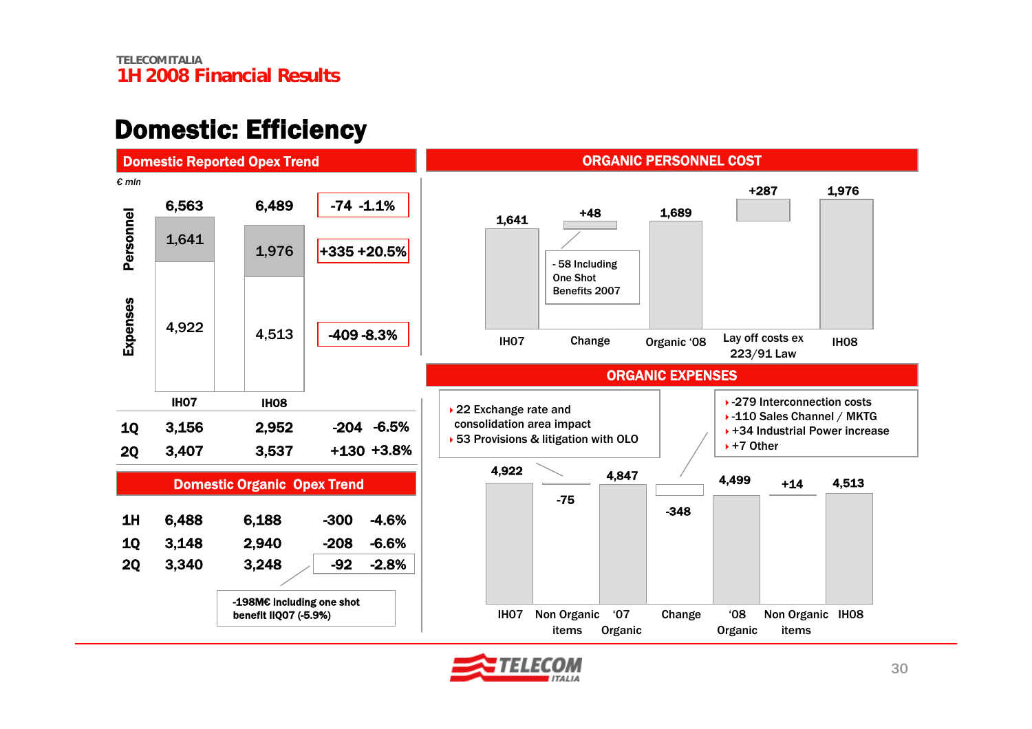# Domestic: Efficiency

## Domestic Reported Opex Trend

*€ mln*

|  | IH07 | IH08 | Change | % |
|---|---|---|---|---|
| Total | 6,563 | 6,489 | -74 | -1.1% |
| Personnel | 1,641 | 1,976 | +335 | +20.5% |
| Expenses | 4,922 | 4,513 | -409 | -8.3% |
| 1Q | 3,156 | 2,952 | -204 | -6.5% |
| 2Q | 3,407 | 3,537 | +130 | +3.8% |

## Domestic Organic Opex Trend

|  |  |  |  |  |
|---|---|---|---|---|
| 1H | 6,488 | 6,188 | -300 | -4.6% |
| 1Q | 3,148 | 2,940 | -208 | -6.6% |
| 2Q | 3,340 | 3,248 | -92 | -2.8% |

-198M€ including one shot benefit IIQ07 (-5.9%)

## ORGANIC PERSONNEL COST

| IH07 | Change | Organic '08 | Lay off costs ex 223/91 Law | IH08 |
|---|---|---|---|---|
| 1,641 | +48 | 1,689 | +287 | 1,976 |

- 58 Including One Shot Benefits 2007

## ORGANIC EXPENSES

| IH07 | Non Organic items | '07 Organic | Change | '08 Organic | Non Organic items | IH08 |
|---|---|---|---|---|---|---|
| 4,922 | -75 | 4,847 | -348 | 4,499 | +14 | 4,513 |

- 22 Exchange rate and consolidation area impact
- 53 Provisions & litigation with OLO

- -279 Interconnection costs
- -110 Sales Channel / MKTG
- +34 Industrial Power increase
- +7 Other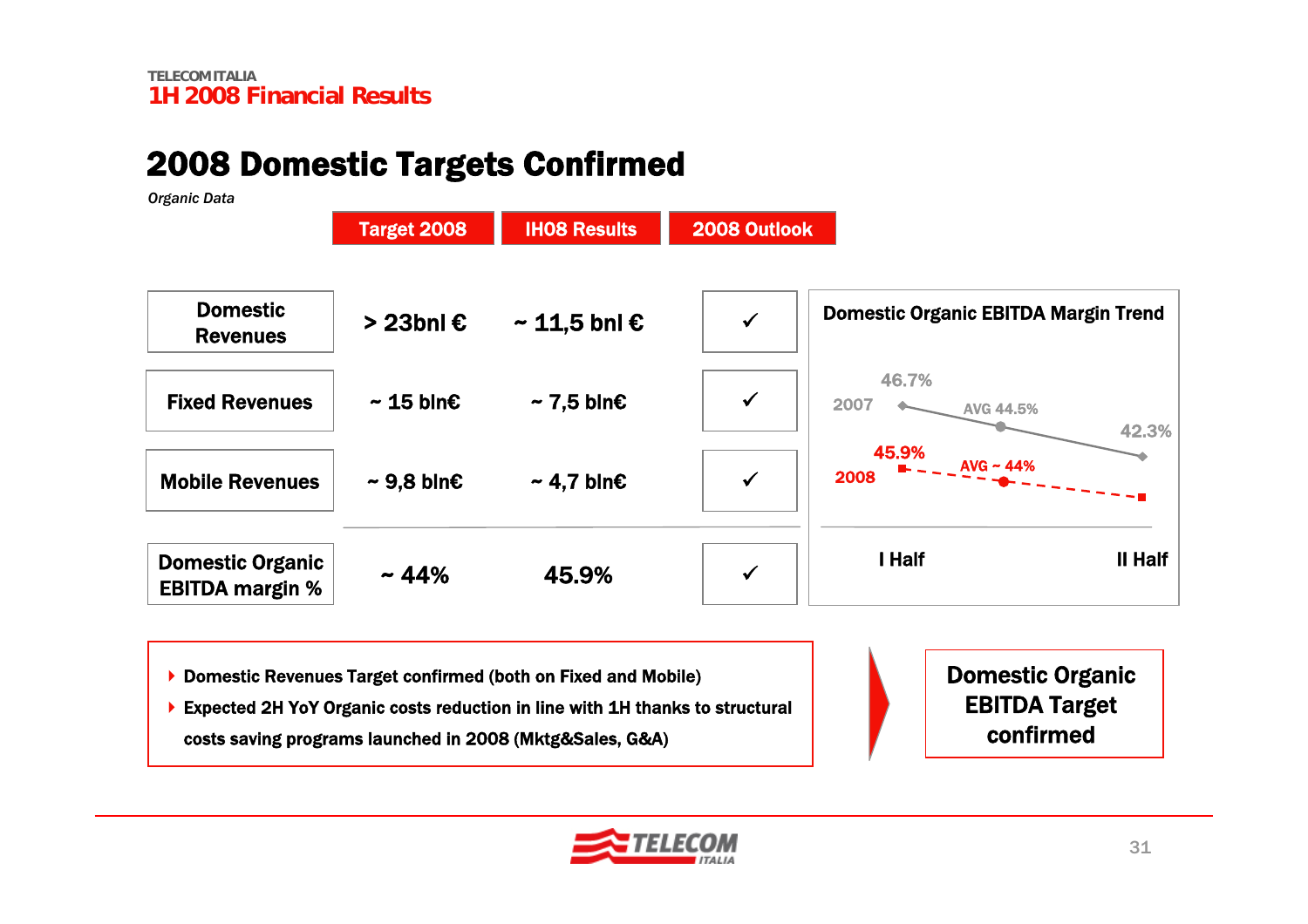# 2008 Domestic Targets Confirmed

*Organic Data*

| | Target 2008 | IH08 Results | 2008 Outlook |
|---|---|---|---|
| Domestic Revenues | > 23bnl € | ~ 11,5 bnl € | ✓ |
| Fixed Revenues | ~ 15 bln€ | ~ 7,5 bln€ | ✓ |
| Mobile Revenues | ~ 9,8 bln€ | ~ 4,7 bln€ | ✓ |
| Domestic Organic EBITDA margin % | ~ 44% | 45.9% | ✓ |

**Domestic Organic EBITDA Margin Trend**

| | I Half | II Half | AVG |
|---|---|---|---|
| 2007 | 46.7% | 42.3% | 44.5% |
| 2008 | 45.9% | | ~ 44% |

- Domestic Revenues Target confirmed (both on Fixed and Mobile)
- Expected 2H YoY Organic costs reduction in line with 1H thanks to structural costs saving programs launched in 2008 (Mktg&Sales, G&A)

**Domestic Organic EBITDA Target confirmed**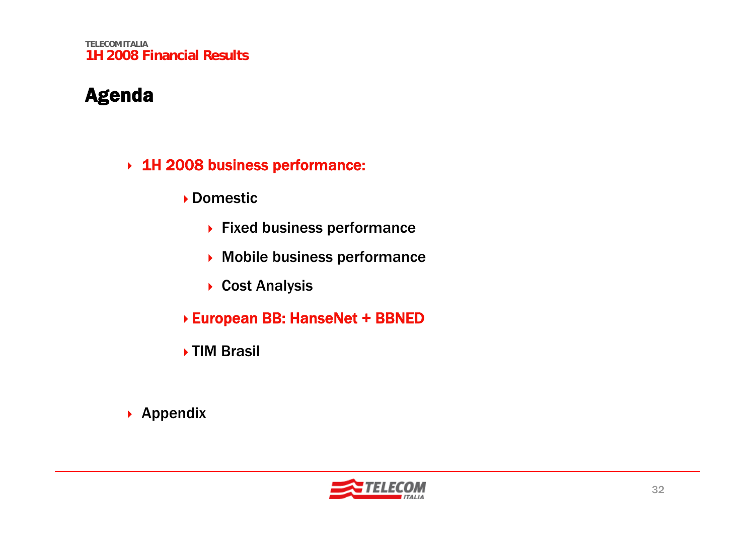# Agenda

- **1H 2008 business performance:**
  - **Domestic**
    - **Fixed business performance**
    - **Mobile business performance**
    - **Cost Analysis**
  - **European BB: HanseNet + BBNED**
  - **TIM Brasil**
- **Appendix**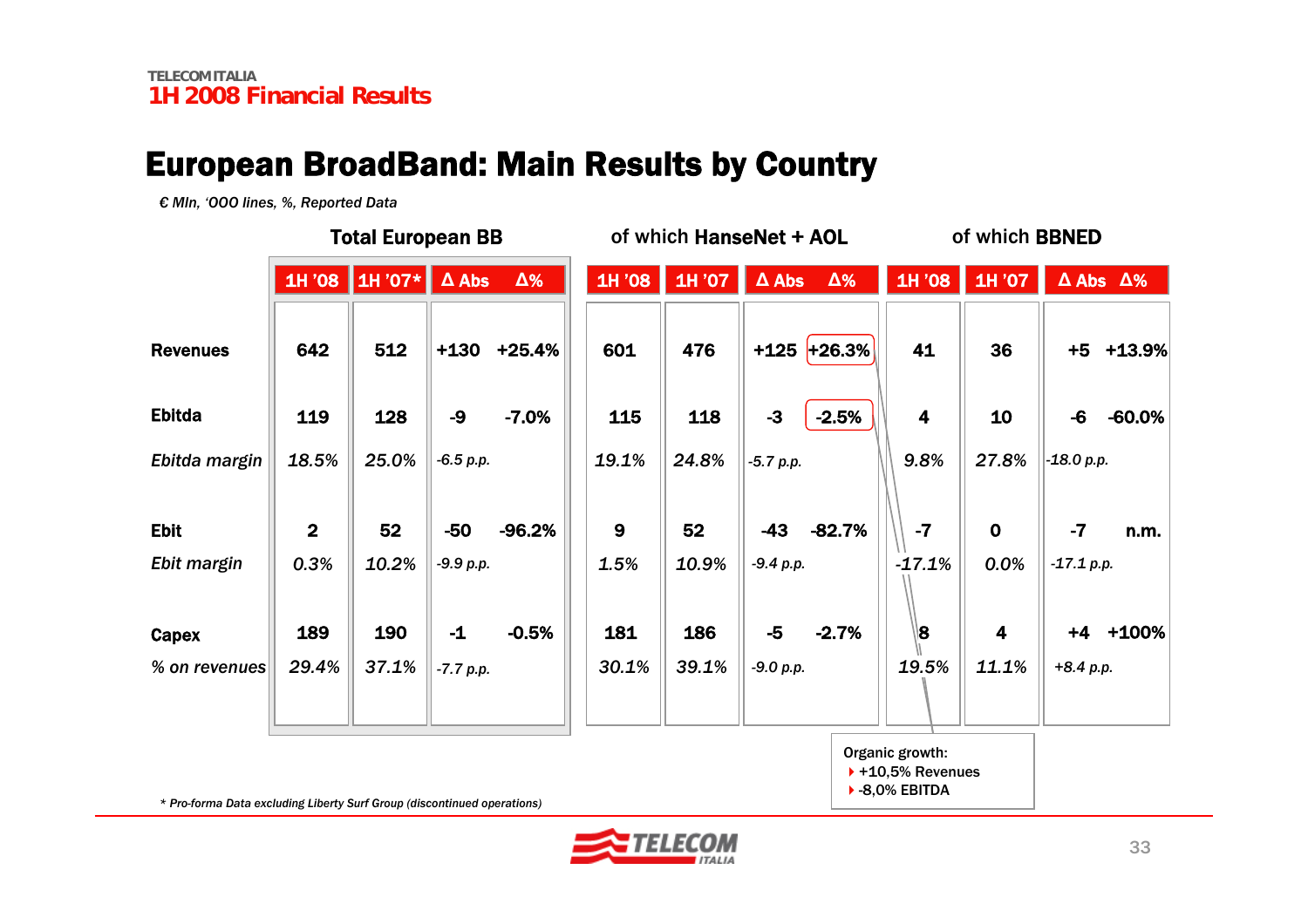## European BroadBand: Main Results by Country

*€ Mln, '000 lines, %, Reported Data*

| | Total European BB | | | | of which HanseNet + AOL | | | | of which BBNED | | | |
|---|---|---|---|---|---|---|---|---|---|---|---|---|
| | 1H '08 | 1H '07* | Δ Abs | Δ% | 1H '08 | 1H '07 | Δ Abs | Δ% | 1H '08 | 1H '07 | Δ Abs | Δ% |
| **Revenues** | 642 | 512 | +130 | +25.4% | 601 | 476 | +125 | +26.3% | 41 | 36 | +5 | +13.9% |
| **Ebitda** | 119 | 128 | -9 | -7.0% | 115 | 118 | -3 | -2.5% | 4 | 10 | -6 | -60.0% |
| *Ebitda margin* | *18.5%* | *25.0%* | *-6.5 p.p.* | | *19.1%* | *24.8%* | *-5.7 p.p.* | | *9.8%* | *27.8%* | *-18.0 p.p.* | |
| **Ebit** | 2 | 52 | -50 | -96.2% | 9 | 52 | -43 | -82.7% | -7 | 0 | -7 | n.m. |
| *Ebit margin* | *0.3%* | *10.2%* | *-9.9 p.p.* | | *1.5%* | *10.9%* | *-9.4 p.p.* | | *-17.1%* | *0.0%* | *-17.1 p.p.* | |
| **Capex** | 189 | 190 | -1 | -0.5% | 181 | 186 | -5 | -2.7% | 8 | 4 | +4 | +100% |
| *% on revenues* | *29.4%* | *37.1%* | *-7.7 p.p.* | | *30.1%* | *39.1%* | *-9.0 p.p.* | | *19.5%* | *11.1%* | *+8.4 p.p.* | |

Organic growth:
- +10,5% Revenues
- -8,0% EBITDA

*\* Pro-forma Data excluding Liberty Surf Group (discontinued operations)*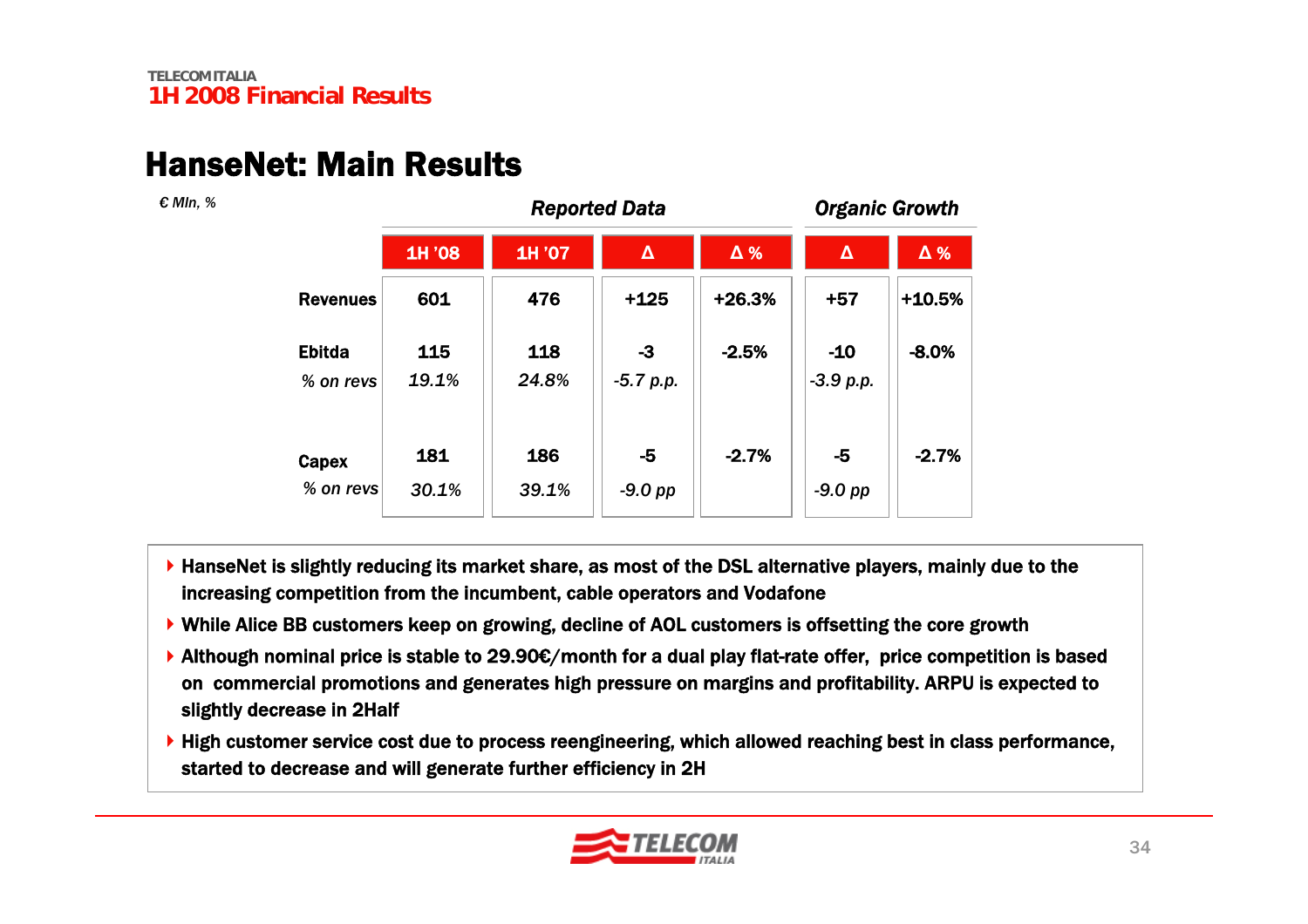## HanseNet: Main Results

*€ Mln, %*

| | Reported Data | | | | Organic Growth | |
|---|---|---|---|---|---|---|
| | 1H '08 | 1H '07 | Δ | Δ % | Δ | Δ % |
| **Revenues** | 601 | 476 | +125 | +26.3% | +57 | +10.5% |
| **Ebitda** | 115 | 118 | -3 | -2.5% | -10 | -8.0% |
| *% on revs* | *19.1%* | *24.8%* | *-5.7 p.p.* | | *-3.9 p.p.* | |
| **Capex** | 181 | 186 | -5 | -2.7% | -5 | -2.7% |
| *% on revs* | *30.1%* | *39.1%* | *-9.0 pp* | | *-9.0 pp* | |

- **HanseNet is slightly reducing its market share, as most of the DSL alternative players, mainly due to the increasing competition from the incumbent, cable operators and Vodafone**
- **While Alice BB customers keep on growing, decline of AOL customers is offsetting the core growth**
- **Although nominal price is stable to 29.90€/month for a dual play flat-rate offer, price competition is based on commercial promotions and generates high pressure on margins and profitability. ARPU is expected to slightly decrease in 2Half**
- **High customer service cost due to process reengineering, which allowed reaching best in class performance, started to decrease and will generate further efficiency in 2H**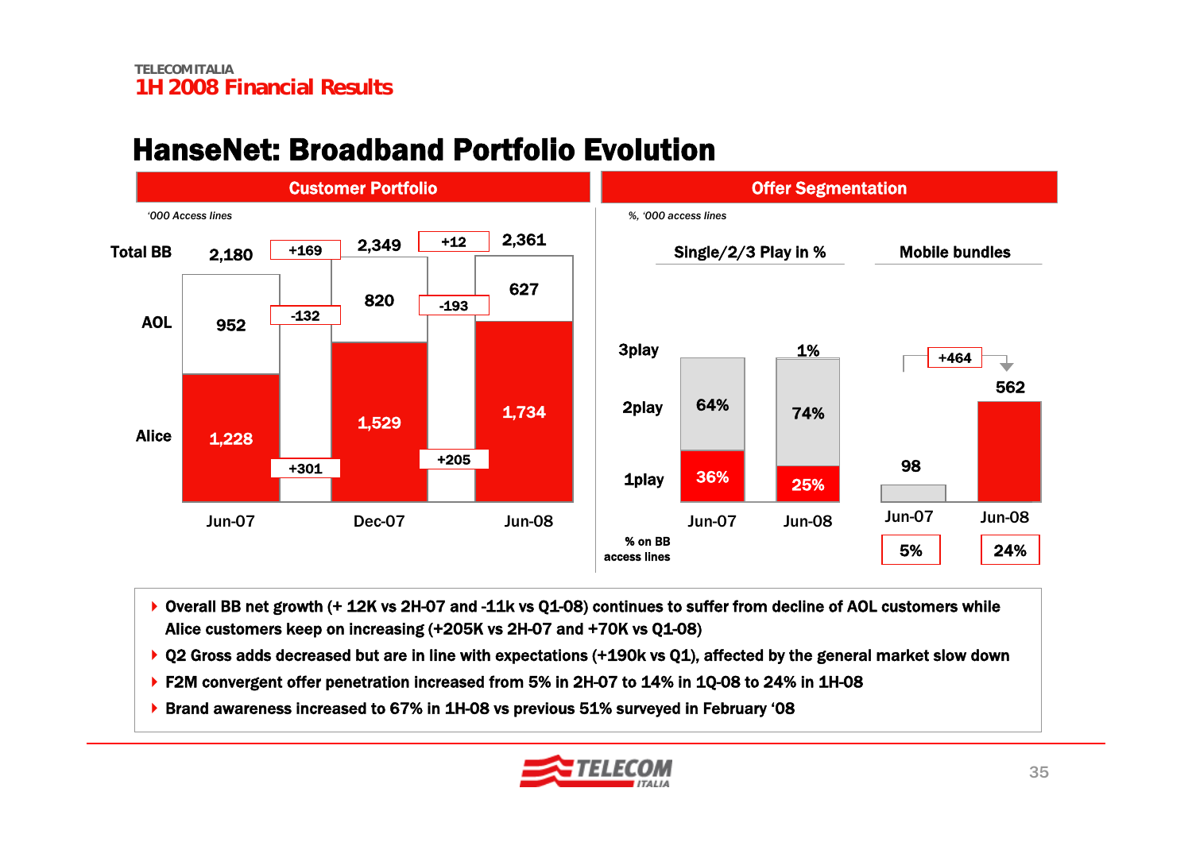# HanseNet: Broadband Portfolio Evolution

## Customer Portfolio

*'000 Access lines*

| | Jun-07 | Change | Dec-07 | Change | Jun-08 |
|---|---|---|---|---|---|
| Total BB | 2,180 | +169 | 2,349 | +12 | 2,361 |
| AOL | 952 | -132 | 820 | -193 | 627 |
| Alice | 1,228 | +301 | 1,529 | +205 | 1,734 |

## Offer Segmentation

*%, '000 access lines*

**Single/2/3 Play in %**

| | Jun-07 | Jun-08 |
|---|---|---|
| 3play | | 1% |
| 2play | 64% | 74% |
| 1play | 36% | 25% |

**Mobile bundles**

| | Jun-07 | Jun-08 |
|---|---|---|
| Mobile bundles | 98 | 562 (+464) |
| % on BB access lines | 5% | 24% |

- Overall BB net growth (+ 12K vs 2H-07 and -11k vs Q1-08) continues to suffer from decline of AOL customers while Alice customers keep on increasing (+205K vs 2H-07 and +70K vs Q1-08)
- Q2 Gross adds decreased but are in line with expectations (+190k vs Q1), affected by the general market slow down
- F2M convergent offer penetration increased from 5% in 2H-07 to 14% in 1Q-08 to 24% in 1H-08
- Brand awareness increased to 67% in 1H-08 vs previous 51% surveyed in February '08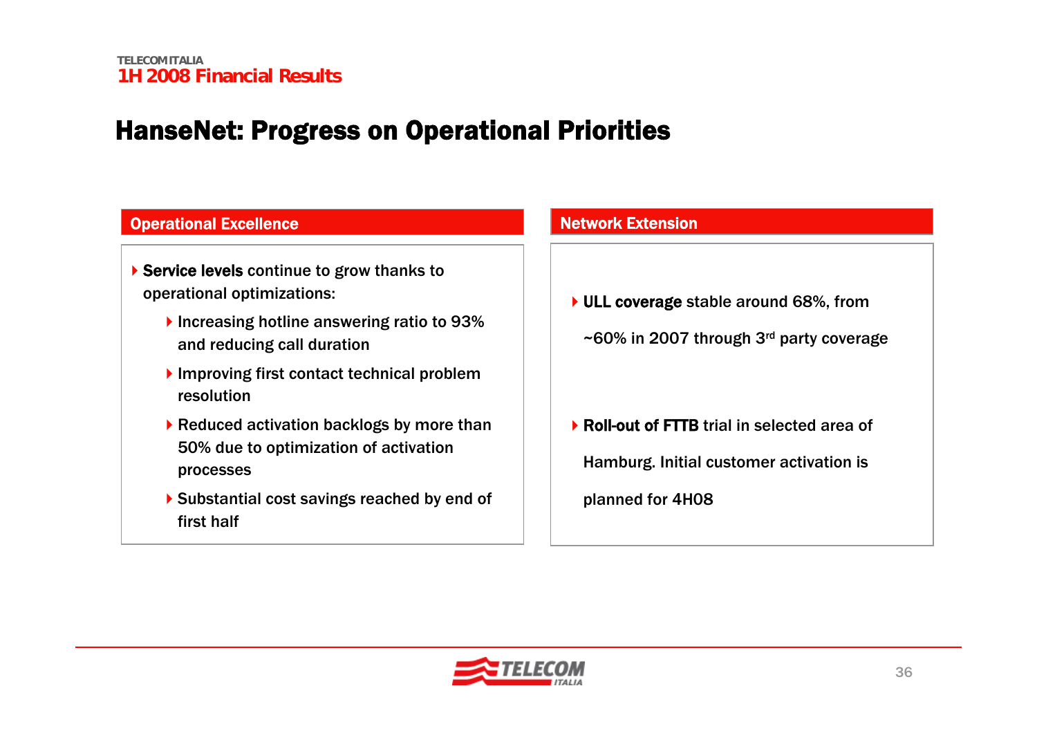# HanseNet: Progress on Operational Priorities

## Operational Excellence

- **Service levels** continue to grow thanks to operational optimizations:
  - Increasing hotline answering ratio to 93% and reducing call duration
  - Improving first contact technical problem resolution
  - Reduced activation backlogs by more than 50% due to optimization of activation processes
  - Substantial cost savings reached by end of first half

## Network Extension

- **ULL coverage** stable around 68%, from ~60% in 2007 through 3rd party coverage
- **Roll-out of FTTB** trial in selected area of Hamburg. Initial customer activation is planned for 4H08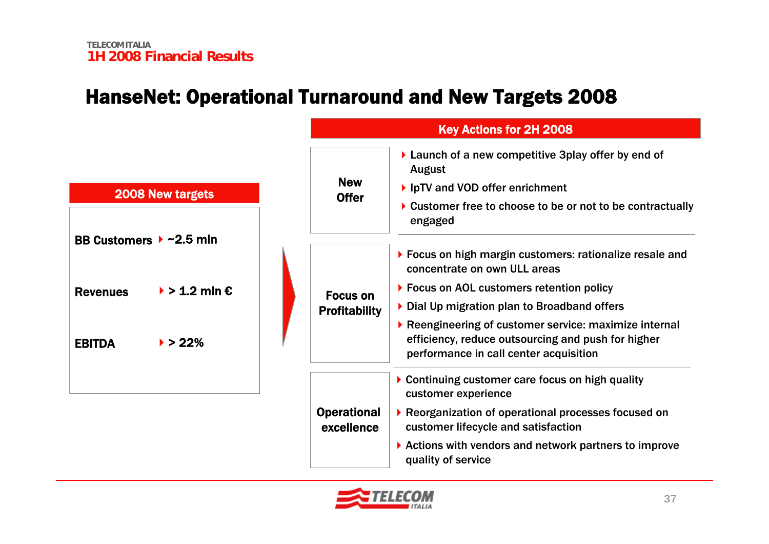# HanseNet: Operational Turnaround and New Targets 2008

## 2008 New targets

| | |
|---|---|
| **BB Customers** | ~2.5 mln |
| **Revenues** | > 1.2 mln € |
| **EBITDA** | > 22% |

## Key Actions for 2H 2008

**New Offer**

- Launch of a new competitive 3play offer by end of August
- IpTV and VOD offer enrichment
- Customer free to choose to be or not to be contractually engaged

**Focus on Profitability**

- Focus on high margin customers: rationalize resale and concentrate on own ULL areas
- Focus on AOL customers retention policy
- Dial Up migration plan to Broadband offers
- Reengineering of customer service: maximize internal efficiency, reduce outsourcing and push for higher performance in call center acquisition

**Operational excellence**

- Continuing customer care focus on high quality customer experience
- Reorganization of operational processes focused on customer lifecycle and satisfaction
- Actions with vendors and network partners to improve quality of service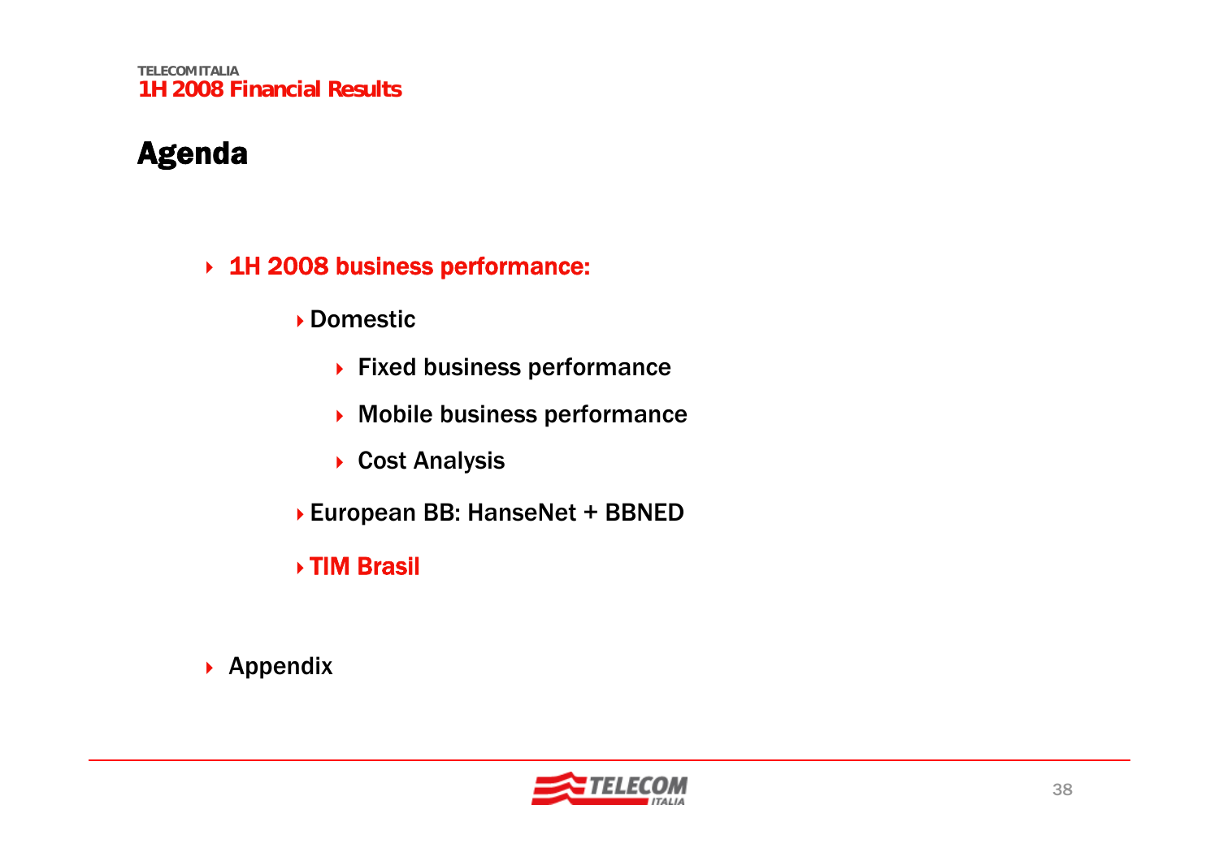# Agenda

- **1H 2008 business performance:**
  - Domestic
    - Fixed business performance
    - Mobile business performance
    - Cost Analysis
  - European BB: HanseNet + BBNED
  - **TIM Brasil**
- Appendix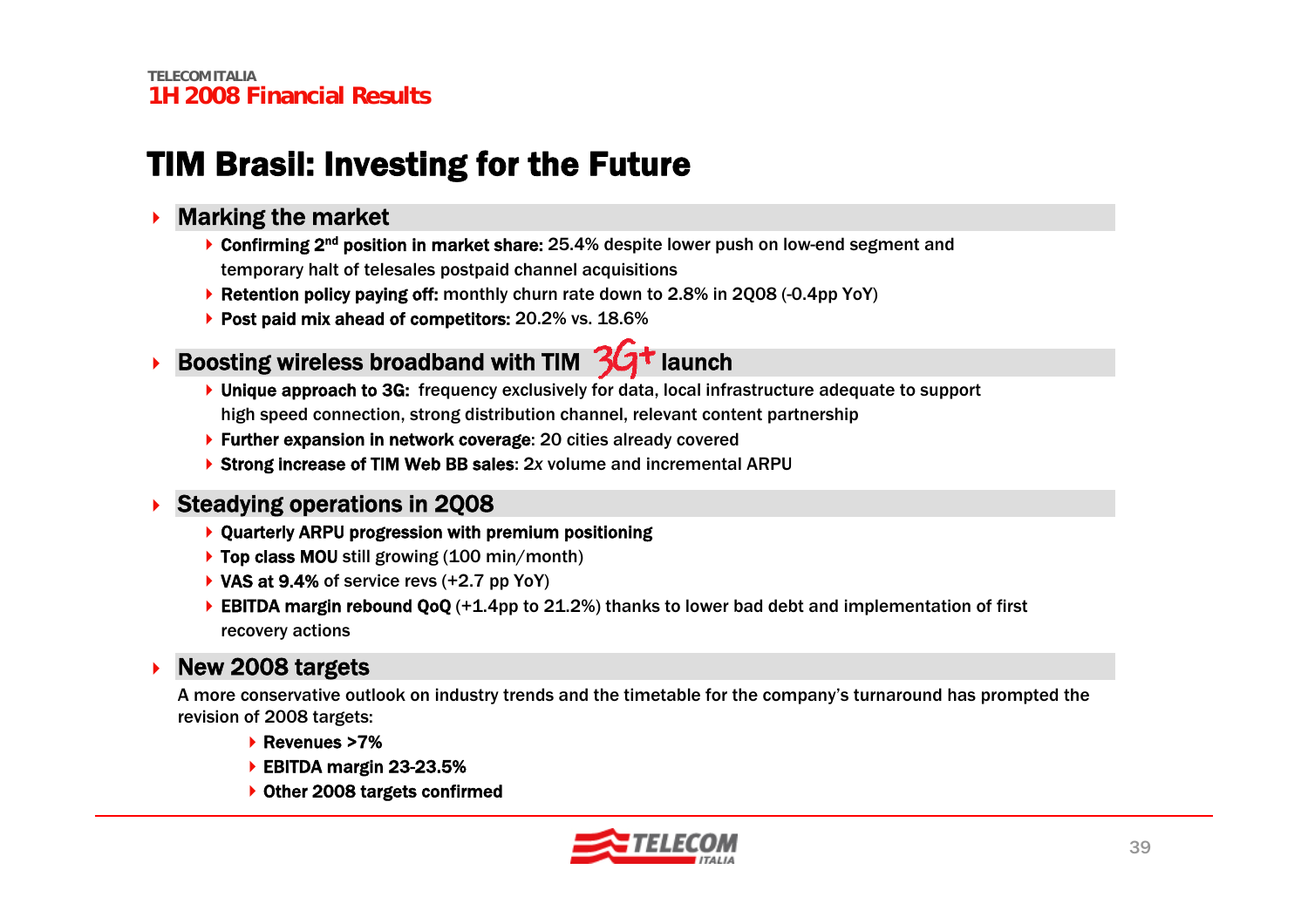# TIM Brasil: Investing for the Future

## Marking the market

- **Confirming 2nd position in market share:** 25.4% despite lower push on low-end segment and temporary halt of telesales postpaid channel acquisitions
- **Retention policy paying off:** monthly churn rate down to 2.8% in 2Q08 (-0.4pp YoY)
- **Post paid mix ahead of competitors:** 20.2% vs. 18.6%

## Boosting wireless broadband with TIM 3G+ launch

- **Unique approach to 3G:** frequency exclusively for data, local infrastructure adequate to support high speed connection, strong distribution channel, relevant content partnership
- **Further expansion in network coverage**: 20 cities already covered
- **Strong increase of TIM Web BB sales**: 2*x* volume and incremental ARPU

## Steadying operations in 2Q08

- **Quarterly ARPU progression with premium positioning**
- **Top class MOU** still growing (100 min/month)
- **VAS at 9.4%** of service revs (+2.7 pp YoY)
- **EBITDA margin rebound QoQ** (+1.4pp to 21.2%) thanks to lower bad debt and implementation of first recovery actions

## New 2008 targets

A more conservative outlook on industry trends and the timetable for the company's turnaround has prompted the revision of 2008 targets:

- **Revenues >7%**
- **EBITDA margin 23-23.5%**
- **Other 2008 targets confirmed**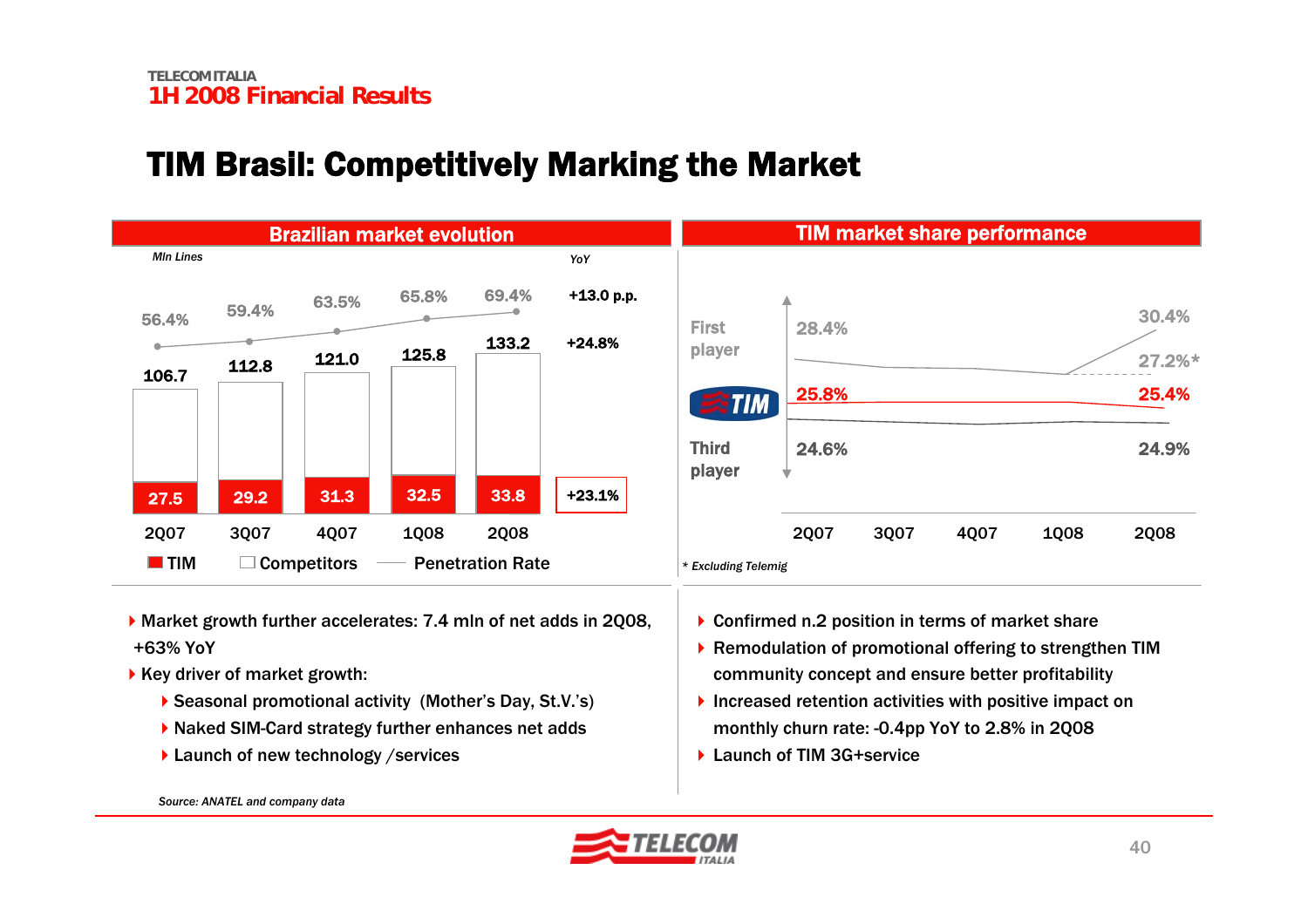# TIM Brasil: Competitively Marking the Market

## Brazilian market evolution

*Mln Lines*

| | 2Q07 | 3Q07 | 4Q07 | 1Q08 | 2Q08 | YoY |
|---|---|---|---|---|---|---|
| Penetration Rate | 56.4% | 59.4% | 63.5% | 65.8% | 69.4% | +13.0 p.p. |
| Total | 106.7 | 112.8 | 121.0 | 125.8 | 133.2 | +24.8% |
| TIM | 27.5 | 29.2 | 31.3 | 32.5 | 33.8 | +23.1% |

TIM · Competitors · Penetration Rate

## TIM market share performance

| | 2Q07 | 2Q08 |
|---|---|---|
| First player | 28.4% | 30.4% (27.2%*) |
| TIM | 25.8% | 25.4% |
| Third player | 24.6% | 24.9% |

*\* Excluding Telemig*

- Market growth further accelerates: 7.4 mln of net adds in 2Q08, +63% YoY
- Key driver of market growth:
  - Seasonal promotional activity (Mother's Day, St.V.'s)
  - Naked SIM-Card strategy further enhances net adds
  - Launch of new technology /services

- Confirmed n.2 position in terms of market share
- Remodulation of promotional offering to strengthen TIM community concept and ensure better profitability
- Increased retention activities with positive impact on monthly churn rate: -0.4pp YoY to 2.8% in 2Q08
- Launch of TIM 3G+service

*Source: ANATEL and company data*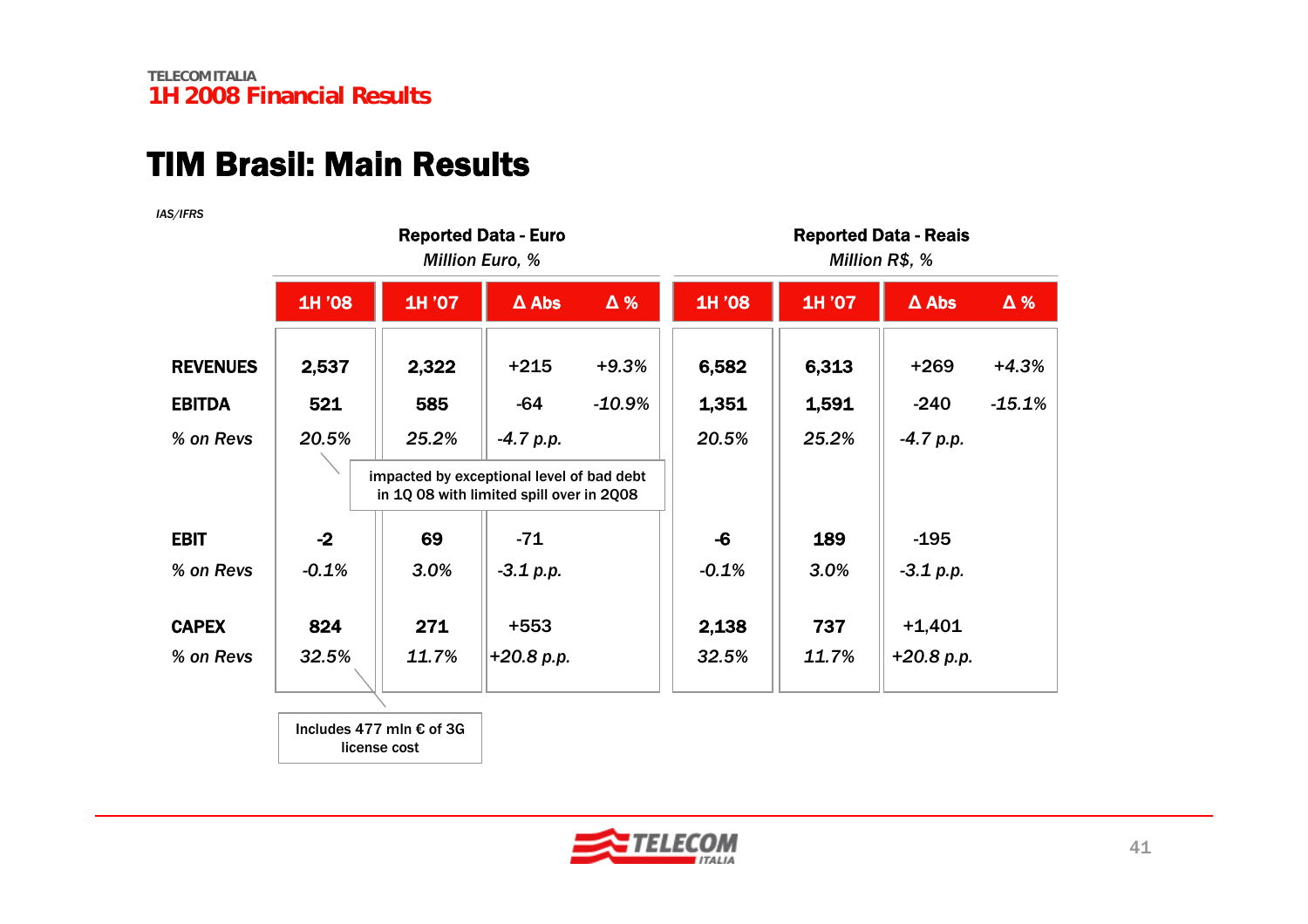# TIM Brasil: Main Results

*IAS/IFRS*

| | Reported Data - Euro *Million Euro, %* | | | | Reported Data - Reais *Million R$, %* | | | |
|---|---|---|---|---|---|---|---|---|
| | 1H '08 | 1H '07 | Δ Abs | Δ % | 1H '08 | 1H '07 | Δ Abs | Δ % |
| **REVENUES** | **2,537** | **2,322** | +215 | *+9.3%* | **6,582** | **6,313** | +269 | *+4.3%* |
| **EBITDA** | **521** | **585** | -64 | *-10.9%* | **1,351** | **1,591** | -240 | *-15.1%* |
| *% on Revs* | *20.5%* | *25.2%* | *-4.7 p.p.* | | *20.5%* | *25.2%* | *-4.7 p.p.* | |
| **EBIT** | **-2** | **69** | -71 | | **-6** | **189** | -195 | |
| *% on Revs* | *-0.1%* | *3.0%* | *-3.1 p.p.* | | *-0.1%* | *3.0%* | *-3.1 p.p.* | |
| **CAPEX** | **824** | **271** | +553 | | **2,138** | **737** | +1,401 | |
| *% on Revs* | *32.5%* | *11.7%* | *+20.8 p.p.* | | *32.5%* | *11.7%* | *+20.8 p.p.* | |

EBITDA 1H '08 (Euro): impacted by exceptional level of bad debt in 1Q 08 with limited spill over in 2Q08

CAPEX 1H '08 (Euro): Includes 477 mln € of 3G license cost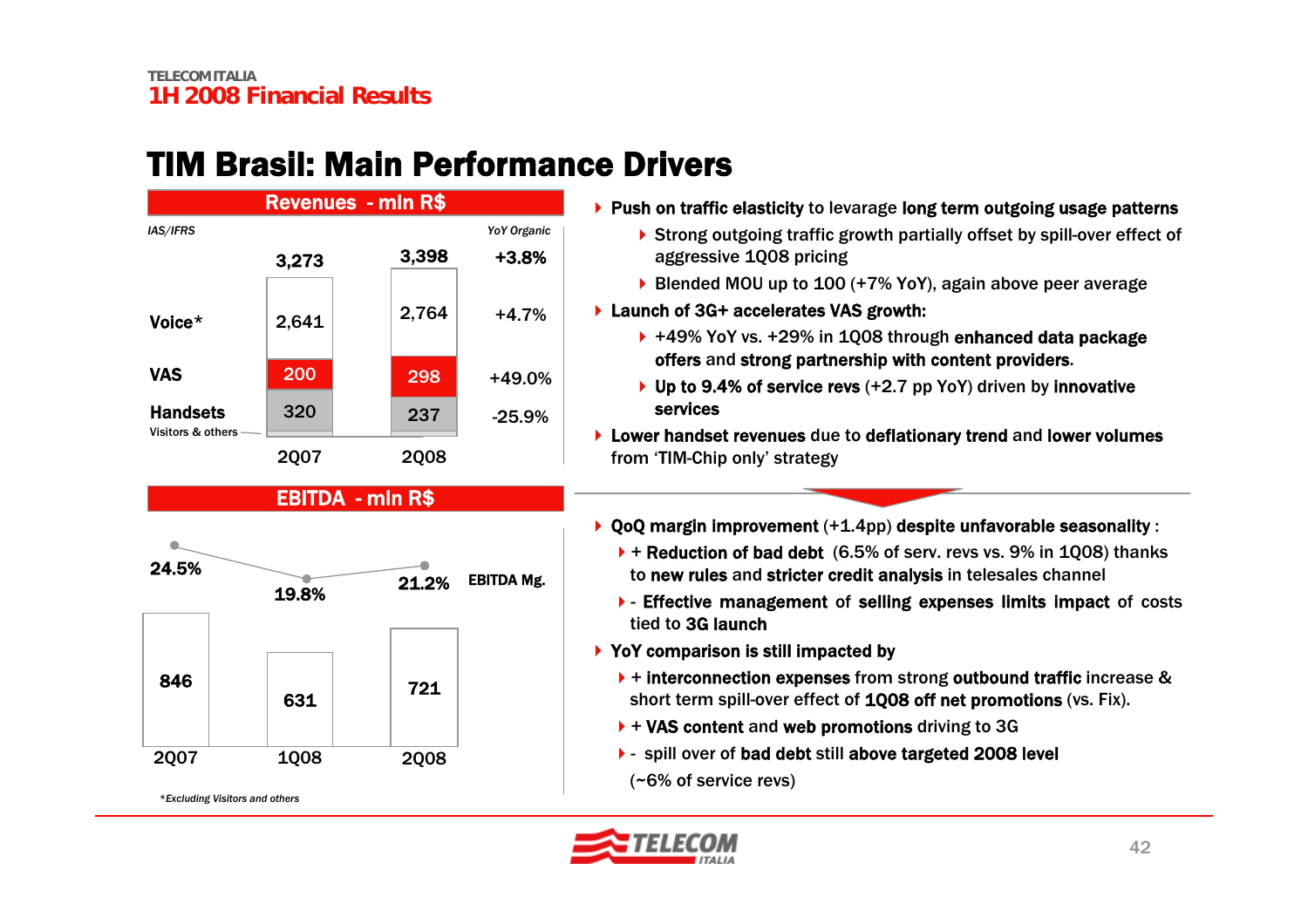# TIM Brasil: Main Performance Drivers

**Revenues - mln R$**

*IAS/IFRS*

| | 2Q07 | 2Q08 | *YoY Organic* |
|---|---|---|---|
| Total | 3,273 | 3,398 | +3.8% |
| Voice* | 2,641 | 2,764 | +4.7% |
| VAS | 200 | 298 | +49.0% |
| Handsets | 320 | 237 | -25.9% |
| Visitors & others | | | |

**EBITDA - mln R$**

| | 2Q07 | 1Q08 | 2Q08 |
|---|---|---|---|
| EBITDA | 846 | 631 | 721 |
| EBITDA Mg. | 24.5% | 19.8% | 21.2% |

*\*Excluding Visitors and others*

- **Push on traffic elasticity** to levarage **long term outgoing usage patterns**
  - Strong outgoing traffic growth partially offset by spill-over effect of aggressive 1Q08 pricing
  - Blended MOU up to 100 (+7% YoY), again above peer average
- **Launch of 3G+ accelerates VAS growth:**
  - +49% YoY vs. +29% in 1Q08 through **enhanced data package offers** and **strong partnership with content providers**.
  - **Up to 9.4% of service revs** (+2.7 pp YoY) driven by **innovative services**
- **Lower handset revenues** due to **deflationary trend** and **lower volumes** from 'TIM-Chip only' strategy

---

- **QoQ margin improvement** (+1.4pp) **despite unfavorable seasonality** :
  - + **Reduction of bad debt** (6.5% of serv. revs vs. 9% in 1Q08) thanks to **new rules** and **stricter credit analysis** in telesales channel
  - - **Effective management** of **selling expenses limits impact** of costs tied to **3G launch**
- **YoY comparison is still impacted by**
  - + **interconnection expenses** from strong **outbound traffic** increase & short term spill-over effect of **1Q08 off net promotions** (vs. Fix).
  - + **VAS content** and **web promotions** driving to 3G
  - - spill over of **bad debt** still **above targeted 2008 level** (~6% of service revs)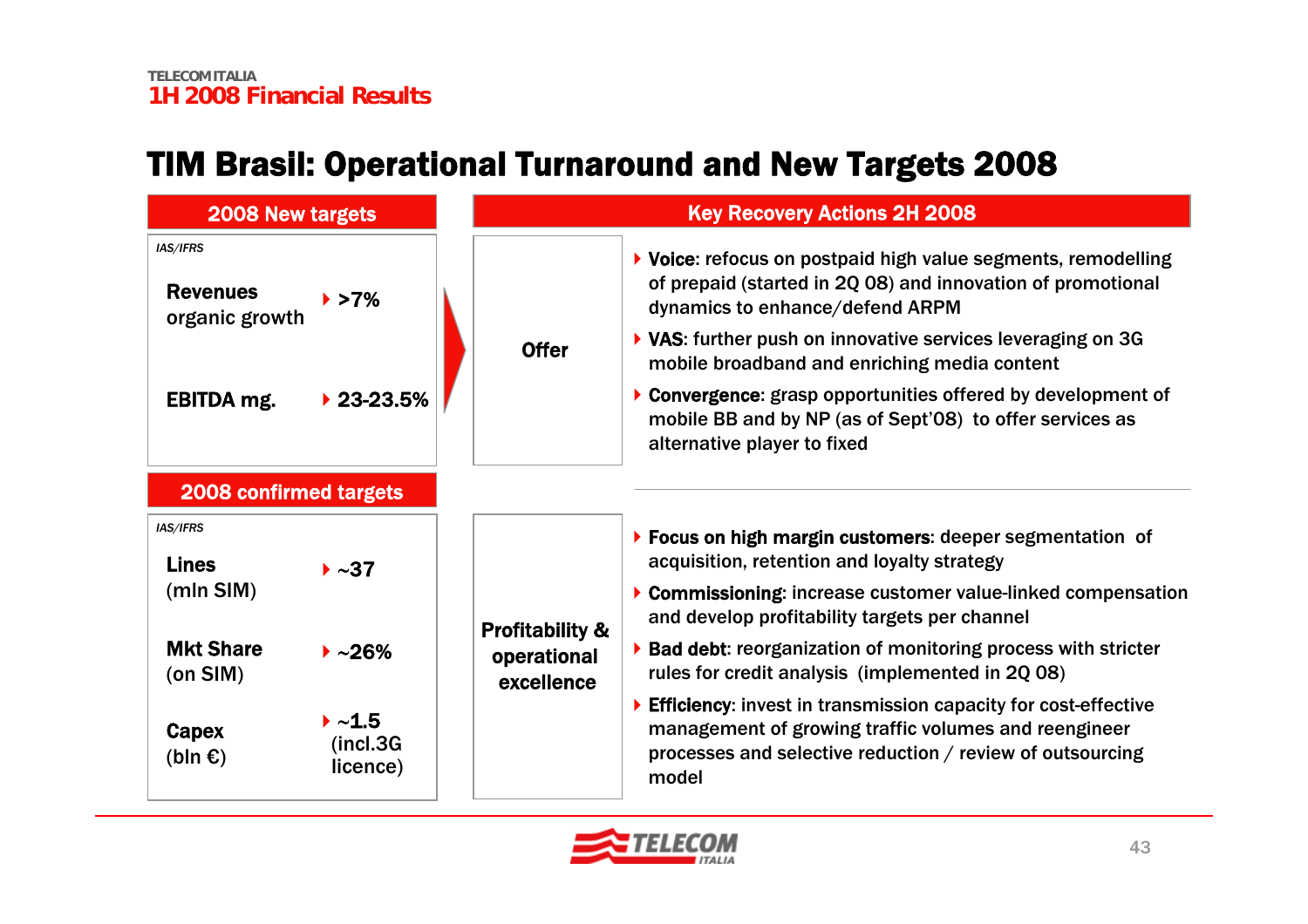# TIM Brasil: Operational Turnaround and New Targets 2008

## 2008 New targets

*IAS/IFRS*

| | |
|---|---|
| **Revenues** organic growth | **>7%** |
| **EBITDA mg.** | **23-23.5%** |

## 2008 confirmed targets

*IAS/IFRS*

| | |
|---|---|
| **Lines** (mln SIM) | **~37** |
| **Mkt Share** (on SIM) | **~26%** |
| **Capex** (bln €) | **~1.5** (incl.3G licence) |

## Key Recovery Actions 2H 2008

### Offer

- **Voice**: refocus on postpaid high value segments, remodelling of prepaid (started in 2Q 08) and innovation of promotional dynamics to enhance/defend ARPM
- **VAS**: further push on innovative services leveraging on 3G mobile broadband and enriching media content
- **Convergence**: grasp opportunities offered by development of mobile BB and by NP (as of Sept'08) to offer services as alternative player to fixed

### Profitability & operational excellence

- **Focus on high margin customers**: deeper segmentation of acquisition, retention and loyalty strategy
- **Commissioning**: increase customer value-linked compensation and develop profitability targets per channel
- **Bad debt**: reorganization of monitoring process with stricter rules for credit analysis (implemented in 2Q 08)
- **Efficiency**: invest in transmission capacity for cost-effective management of growing traffic volumes and reengineer processes and selective reduction / review of outsourcing model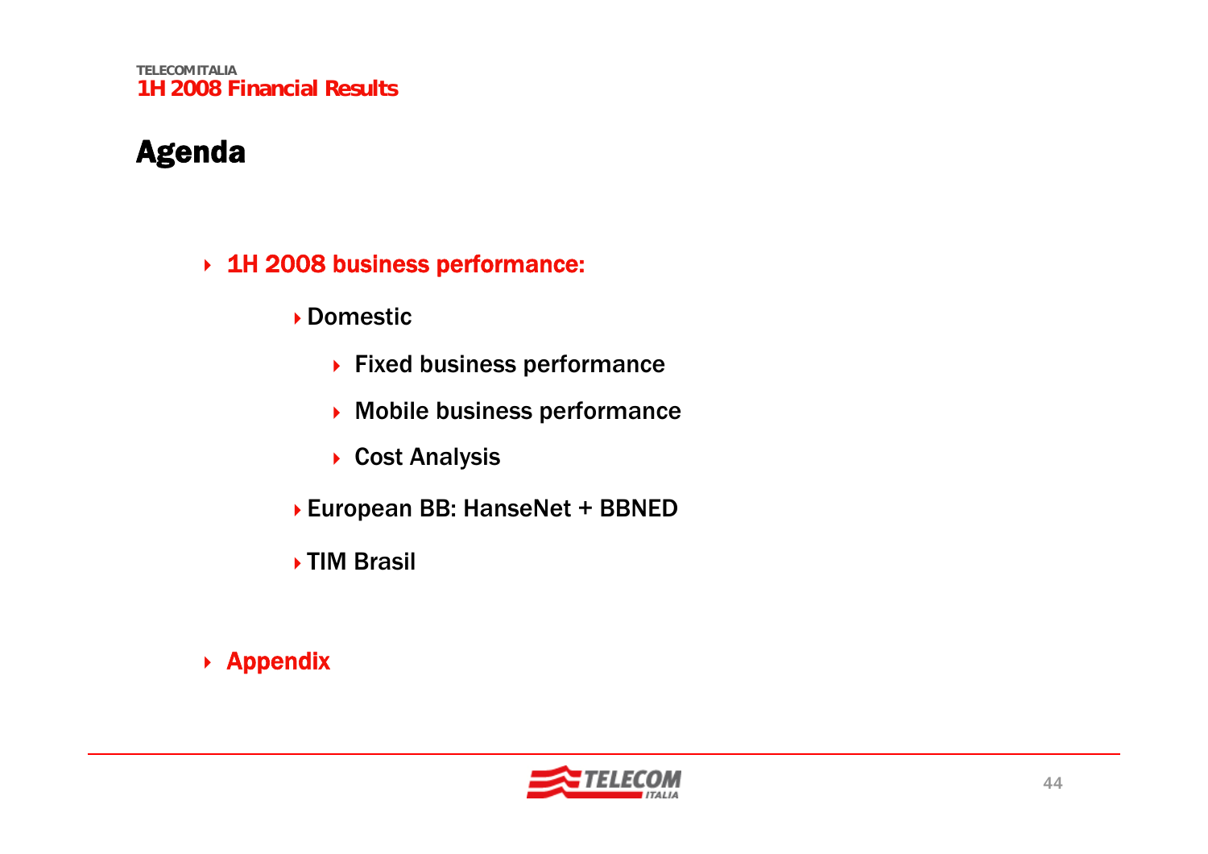# Agenda

- **1H 2008 business performance:**
  - Domestic
    - Fixed business performance
    - Mobile business performance
    - Cost Analysis
  - European BB: HanseNet + BBNED
  - TIM Brasil

- **Appendix**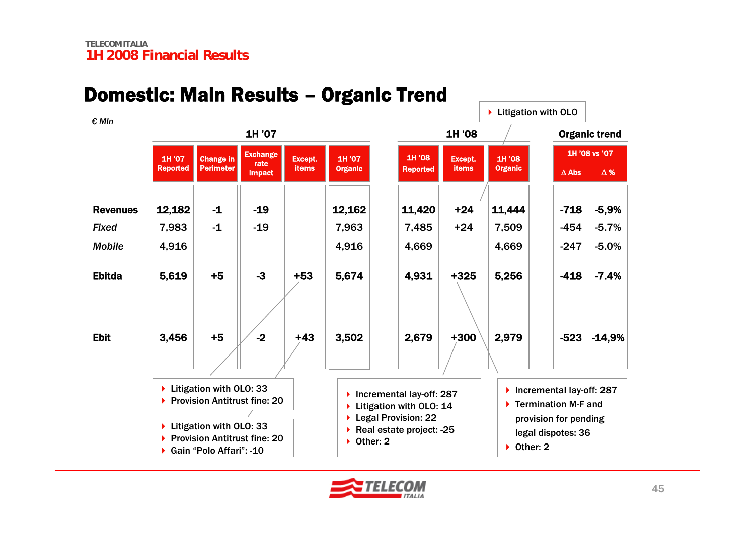TELECOM ITALIA
1H 2008 Financial Results

# Domestic: Main Results – Organic Trend

*€ Mln*

| | 1H '07 | | | | | 1H '08 | | | Organic trend | |
|---|---|---|---|---|---|---|---|---|---|---|
| | 1H '07 Reported | Change in Perimeter | Exchange rate impact | Except. items | 1H '07 Organic | 1H '08 Reported | Except. items | 1H '08 Organic | 1H '08 vs '07 Δ Abs | 1H '08 vs '07 Δ % |
| **Revenues** | **12,182** | **-1** | **-19** | | **12,162** | **11,420** | **+24** | **11,444** | **-718** | **-5,9%** |
| *Fixed* | 7,983 | -1 | -19 | | 7,963 | 7,485 | +24 | 7,509 | -454 | -5.7% |
| *Mobile* | 4,916 | | | | 4,916 | 4,669 | | 4,669 | -247 | -5.0% |
| **Ebitda** | **5,619** | **+5** | **-3** | **+53** | **5,674** | **4,931** | **+325** | **5,256** | **-418** | **-7.4%** |
| **Ebit** | **3,456** | **+5** | **-2** | **+43** | **3,502** | **2,679** | **+300** | **2,979** | **-523** | **-14,9%** |

1H '08 Revenues exceptional items (+24):
- Litigation with OLO

1H '07 Ebitda exceptional items (+53):
- Litigation with OLO: 33
- Provision Antitrust fine: 20

1H '07 Ebit exceptional items (+43):
- Litigation with OLO: 33
- Provision Antitrust fine: 20
- Gain "Polo Affari": -10

1H '08 Ebit exceptional items (+300):
- Incremental lay-off: 287
- Litigation with OLO: 14
- Legal Provision: 22
- Real estate project: -25
- Other: 2

1H '08 Ebitda exceptional items (+325):
- Incremental lay-off: 287
- Termination M-F and provision for pending legal dispotes: 36
- Other: 2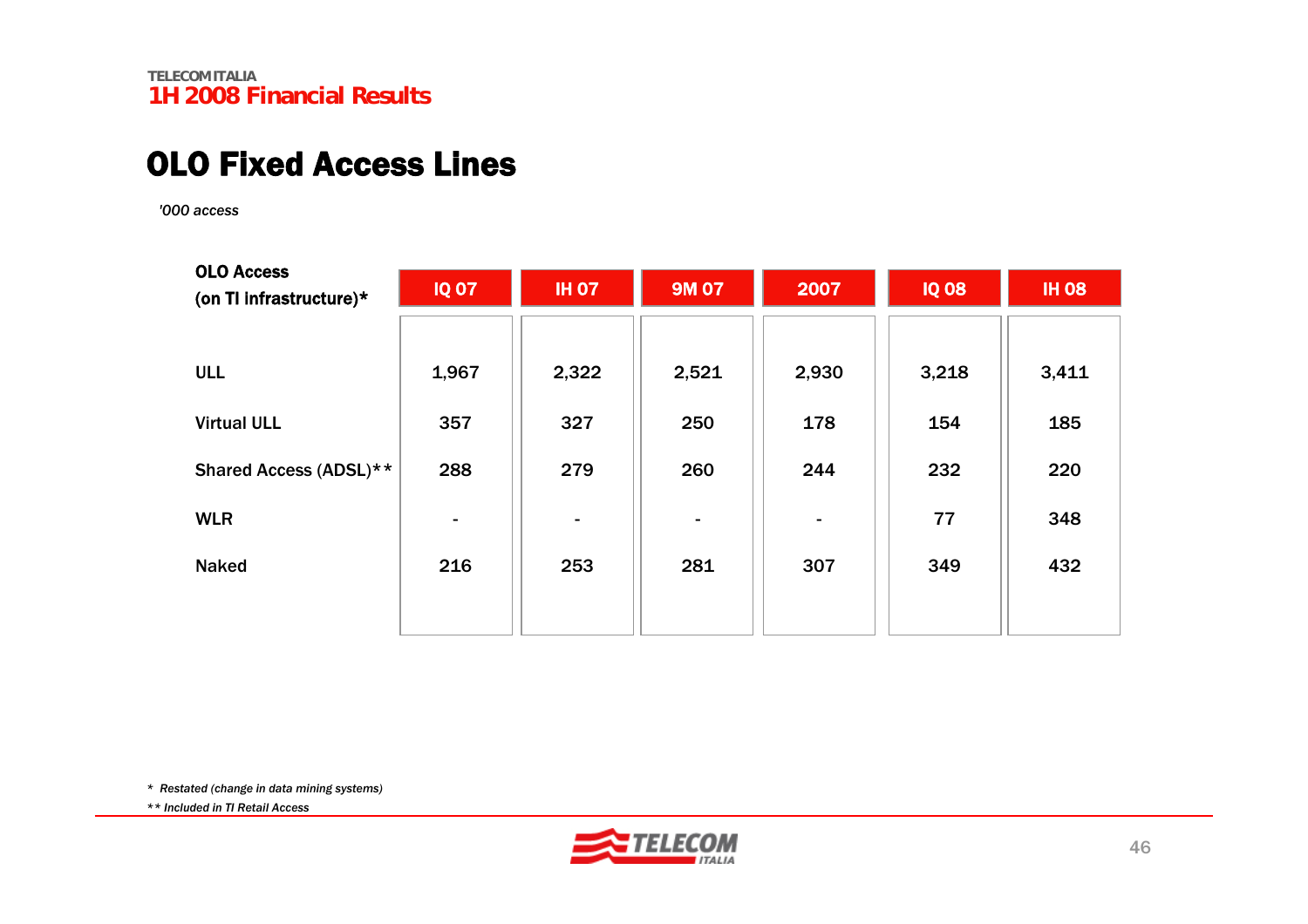## OLO Fixed Access Lines

*'000 access*

| OLO Access (on TI infrastructure)* | IQ 07 | IH 07 | 9M 07 | 2007 | IQ 08 | IH 08 |
|---|---|---|---|---|---|---|
| ULL | 1,967 | 2,322 | 2,521 | 2,930 | 3,218 | 3,411 |
| Virtual ULL | 357 | 327 | 250 | 178 | 154 | 185 |
| Shared Access (ADSL)** | 288 | 279 | 260 | 244 | 232 | 220 |
| WLR | - | - | - | - | 77 | 348 |
| Naked | 216 | 253 | 281 | 307 | 349 | 432 |

*\* Restated (change in data mining systems)*

*\*\* Included in TI Retail Access*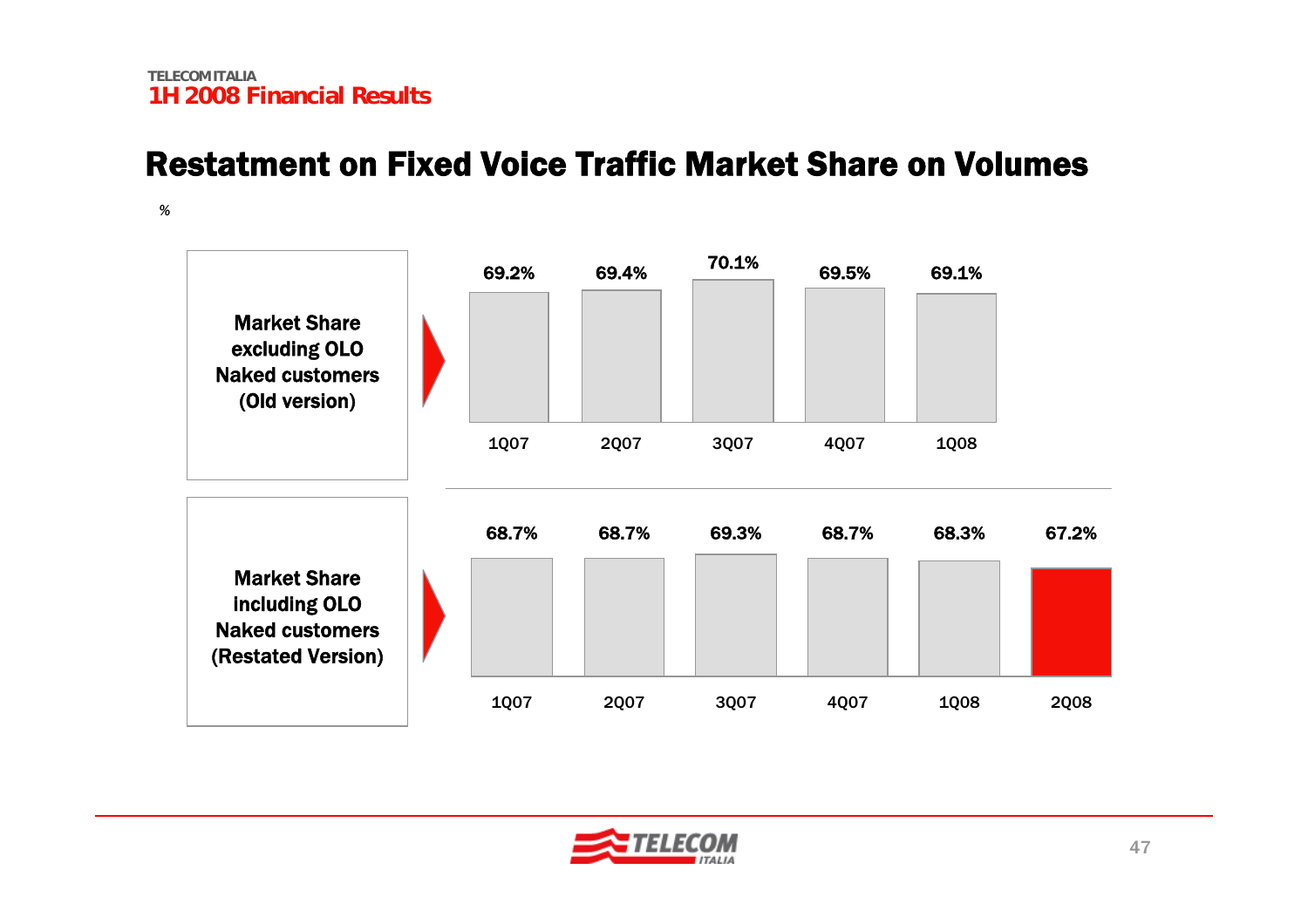## Restatment on Fixed Voice Traffic Market Share on Volumes

%

| | 1Q07 | 2Q07 | 3Q07 | 4Q07 | 1Q08 | 2Q08 |
|---|---|---|---|---|---|---|
| Market Share excluding OLO Naked customers (Old version) | 69.2% | 69.4% | 70.1% | 69.5% | 69.1% | |
| Market Share including OLO Naked customers (Restated Version) | 68.7% | 68.7% | 69.3% | 68.7% | 68.3% | 67.2% |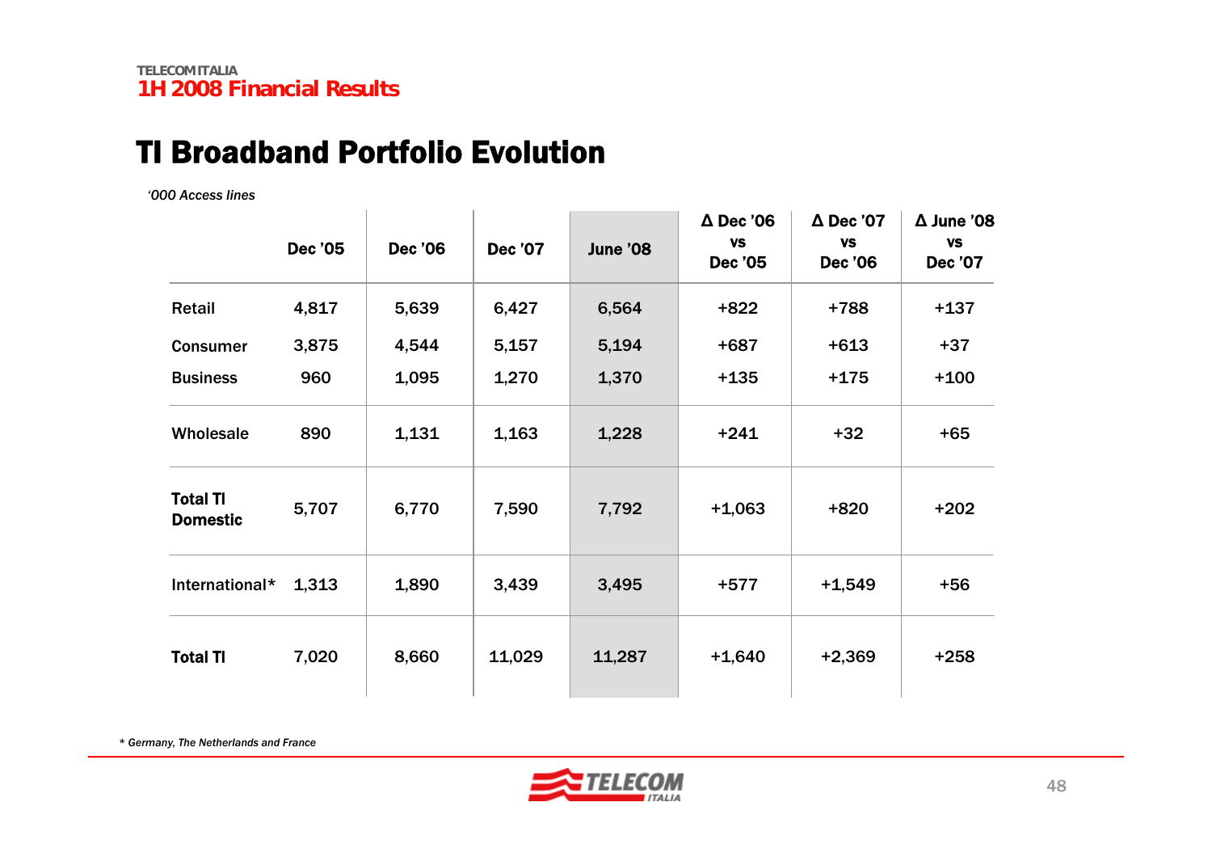# TI Broadband Portfolio Evolution

*'000 Access lines*

| | Dec '05 | Dec '06 | Dec '07 | June '08 | Δ Dec '06 vs Dec '05 | Δ Dec '07 vs Dec '06 | Δ June '08 vs Dec '07 |
|---|---|---|---|---|---|---|---|
| Retail | 4,817 | 5,639 | 6,427 | 6,564 | +822 | +788 | +137 |
| Consumer | 3,875 | 4,544 | 5,157 | 5,194 | +687 | +613 | +37 |
| Business | 960 | 1,095 | 1,270 | 1,370 | +135 | +175 | +100 |
| Wholesale | 890 | 1,131 | 1,163 | 1,228 | +241 | +32 | +65 |
| **Total TI Domestic** | 5,707 | 6,770 | 7,590 | 7,792 | +1,063 | +820 | +202 |
| International* | 1,313 | 1,890 | 3,439 | 3,495 | +577 | +1,549 | +56 |
| **Total TI** | 7,020 | 8,660 | 11,029 | 11,287 | +1,640 | +2,369 | +258 |

*\* Germany, The Netherlands and France*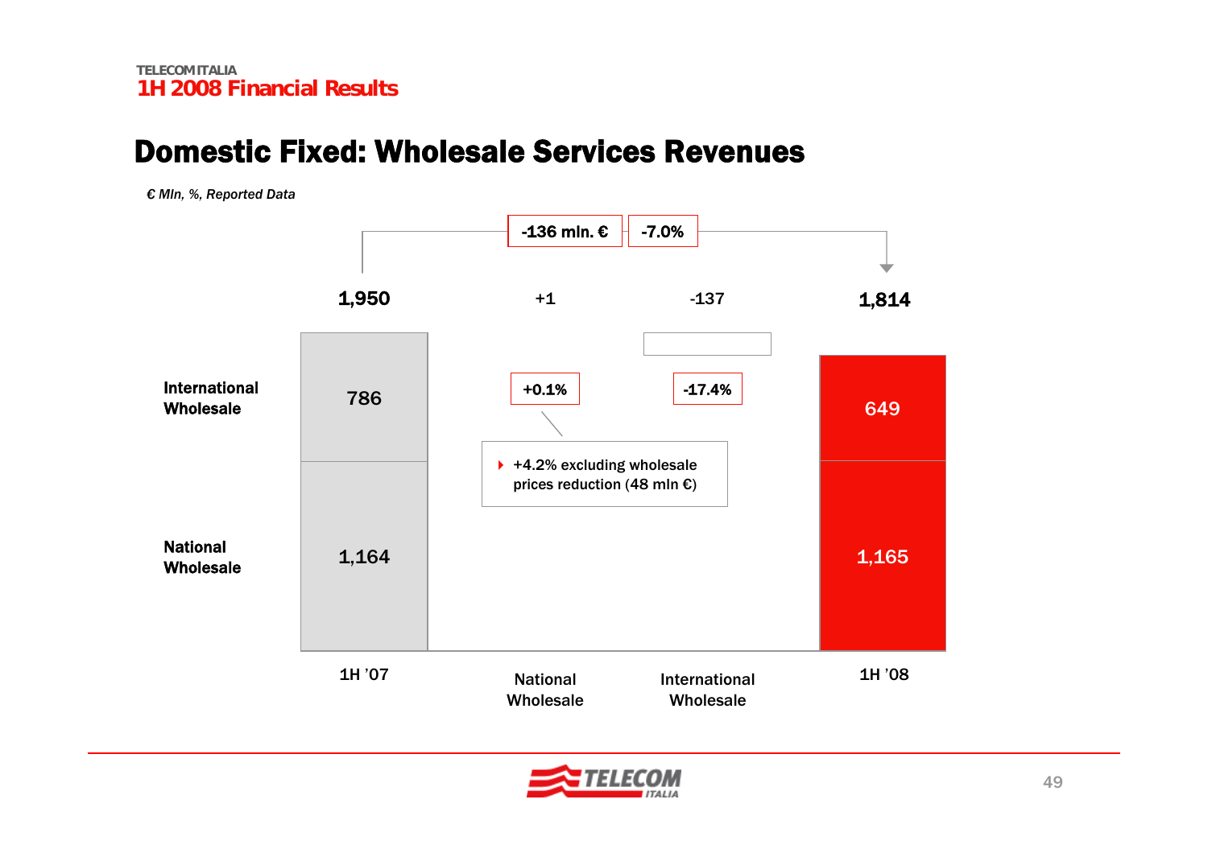## Domestic Fixed: Wholesale Services Revenues

*€ Mln, %, Reported Data*

**-136 mln. €** | **-7.0%**

| | 1H '07 | National Wholesale | International Wholesale | 1H '08 |
|---|---|---|---|---|
| Total | **1,950** | +1 | -137 | **1,814** |
| International Wholesale | 786 | | | 649 |
| National Wholesale | 1,164 | | | 1,165 |
| Change % | | +0.1% | -17.4% | |

- +4.2% excluding wholesale prices reduction (48 mln €)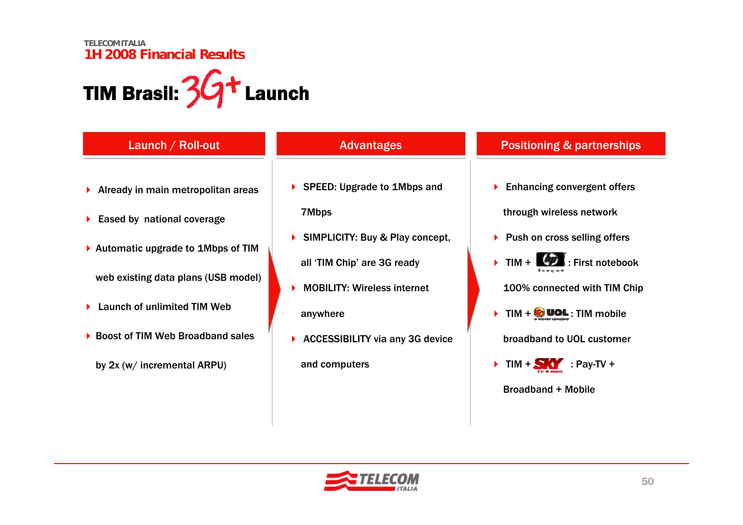# TIM Brasil: 3G+ Launch

## Launch / Roll-out

- Already in main metropolitan areas
- Eased by national coverage
- Automatic upgrade to 1Mbps of TIM web existing data plans (USB model)
- Launch of unlimited TIM Web
- Boost of TIM Web Broadband sales by 2x (w/ incremental ARPU)

## Advantages

- SPEED: Upgrade to 1Mbps and 7Mbps
- SIMPLICITY: Buy & Play concept, all 'TIM Chip' are 3G ready
- MOBILITY: Wireless internet anywhere
- ACCESSIBILITY via any 3G device and computers

## Positioning & partnerships

- Enhancing convergent offers through wireless network
- Push on cross selling offers
- TIM + hp: First notebook 100% connected with TIM Chip
- TIM + UOL: TIM mobile broadband to UOL customer
- TIM + SKY: Pay-TV + Broadband + Mobile